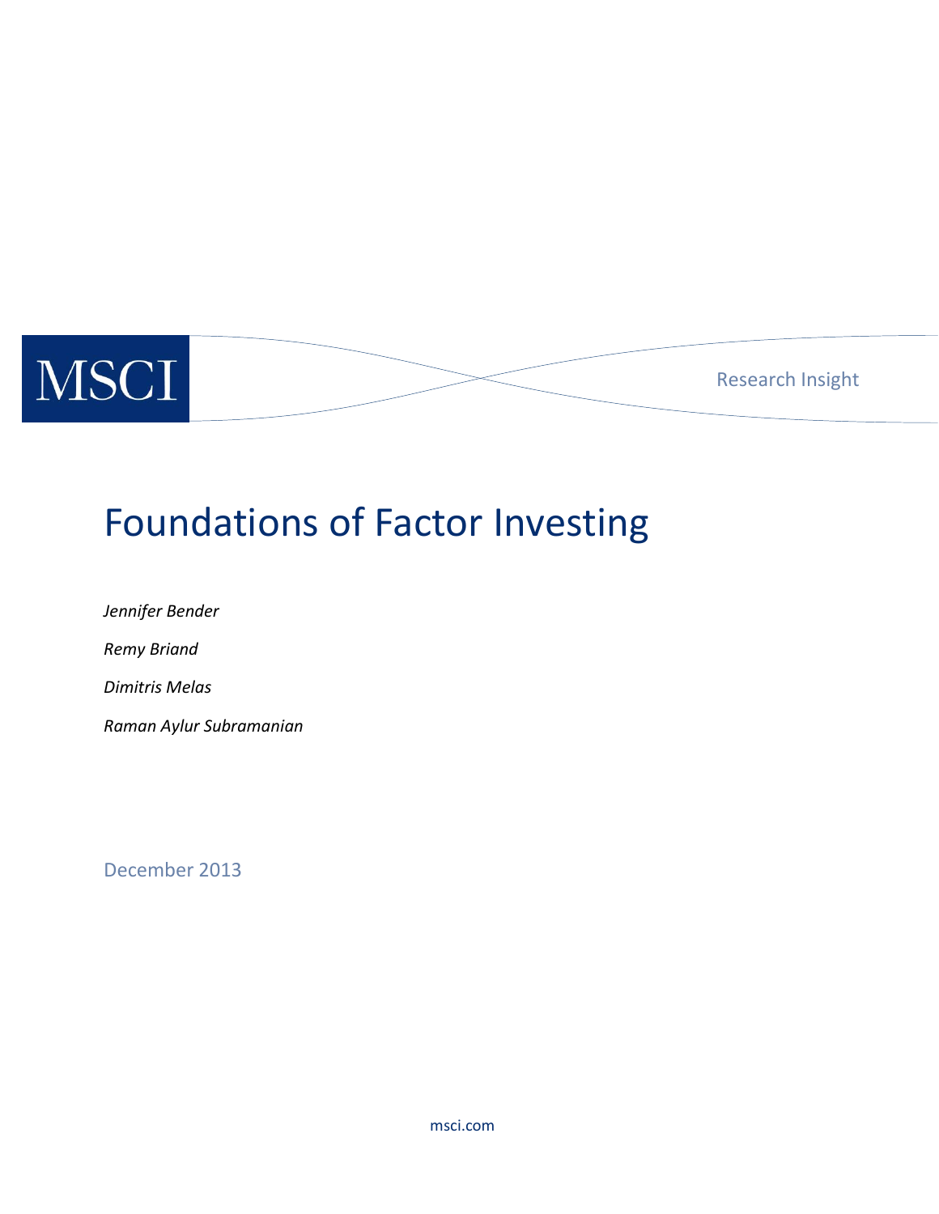MSCI

Research Insight

# Foundations of Factor Investing

*Jennifer Bender*

*Remy Briand*

*Dimitris Melas*

*Raman Aylur Subramanian*

December 2013

msci.com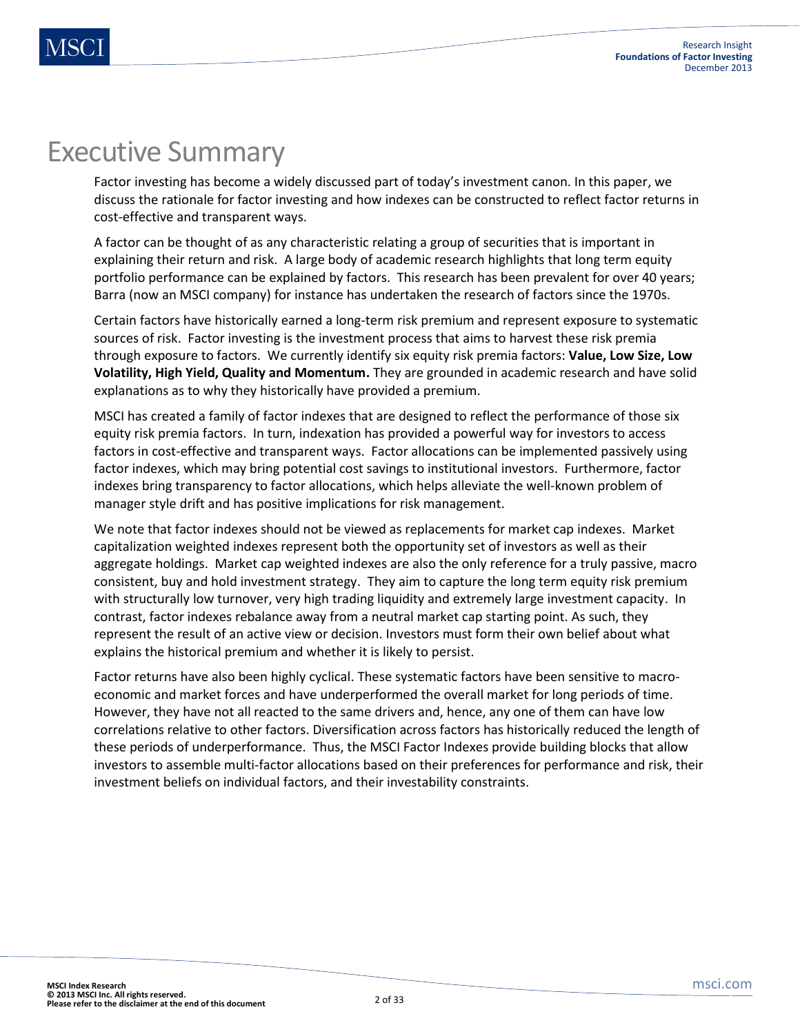# Executive Summary

Factor investing has become a widely discussed part of today's investment canon. In this paper, we discuss the rationale for factor investing and how indexes can be constructed to reflect factor returns in cost-effective and transparent ways.

A factor can be thought of as any characteristic relating a group of securities that is important in explaining their return and risk. A large body of academic research highlights that long term equity portfolio performance can be explained by factors. This research has been prevalent for over 40 years; Barra (now an MSCI company) for instance has undertaken the research of factors since the 1970s.

Certain factors have historically earned a long-term risk premium and represent exposure to systematic sources of risk. Factor investing is the investment process that aims to harvest these risk premia through exposure to factors. We currently identify six equity risk premia factors: **Value, Low Size, Low Volatility, High Yield, Quality and Momentum.** They are grounded in academic research and have solid explanations as to why they historically have provided a premium.

MSCI has created a family of factor indexes that are designed to reflect the performance of those six equity risk premia factors. In turn, indexation has provided a powerful way for investors to access factors in cost-effective and transparent ways. Factor allocations can be implemented passively using factor indexes, which may bring potential cost savings to institutional investors. Furthermore, factor indexes bring transparency to factor allocations, which helps alleviate the well-known problem of manager style drift and has positive implications for risk management.

We note that factor indexes should not be viewed as replacements for market cap indexes. Market capitalization weighted indexes represent both the opportunity set of investors as well as their aggregate holdings. Market cap weighted indexes are also the only reference for a truly passive, macro consistent, buy and hold investment strategy. They aim to capture the long term equity risk premium with structurally low turnover, very high trading liquidity and extremely large investment capacity. In contrast, factor indexes rebalance away from a neutral market cap starting point. As such, they represent the result of an active view or decision. Investors must form their own belief about what explains the historical premium and whether it is likely to persist.

Factor returns have also been highly cyclical. These systematic factors have been sensitive to macro-economic and market forces and have underperformed the overall market for long periods of time. However, they have not all reacted to the same drivers and, hence, any one of them can have low correlations relative to other factors. Diversification across factors has historically reduced the length of these periods of underperformance. Thus, the MSCI Factor Indexes provide building blocks that allow investors to assemble multi-factor allocations based on their preferences for performance and risk, their investment beliefs on individual factors, and their investability constraints.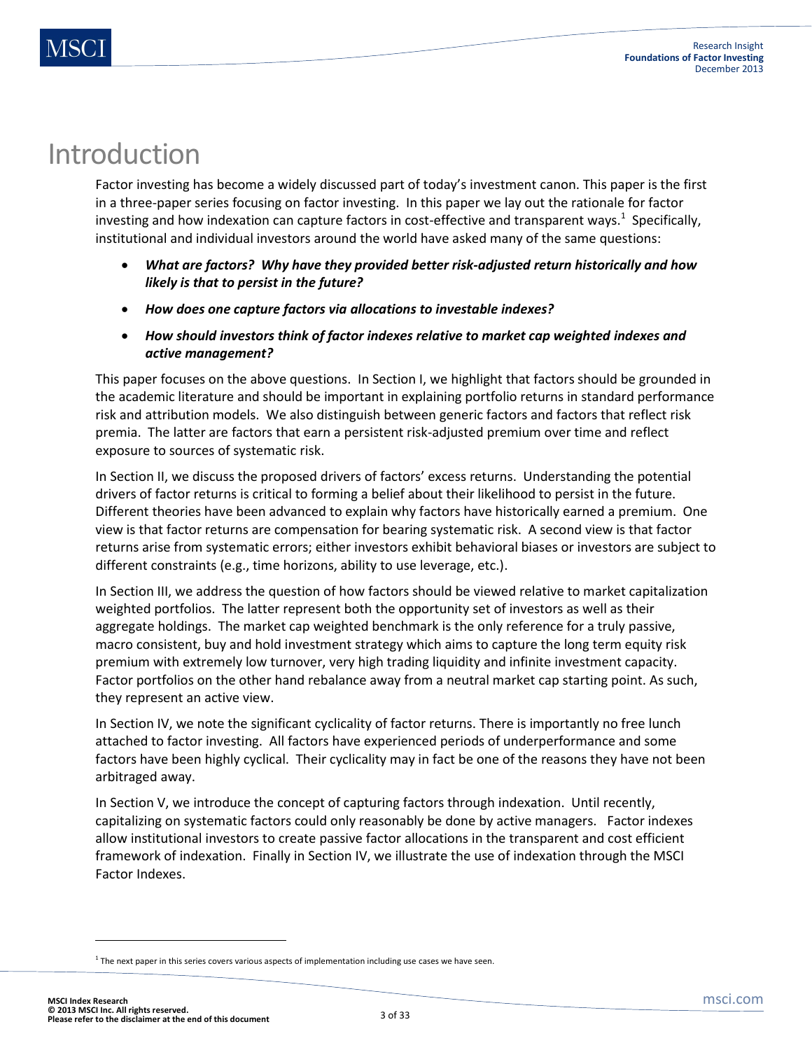# Introduction

Factor investing has become a widely discussed part of today's investment canon. This paper is the first in a three-paper series focusing on factor investing. In this paper we lay out the rationale for factor investing and how indexation can capture factors in cost-effective and transparent ways.[1] Specifically, institutional and individual investors around the world have asked many of the same questions:

- ***What are factors? Why have they provided better risk-adjusted return historically and how likely is that to persist in the future?***
- ***How does one capture factors via allocations to investable indexes?***
- ***How should investors think of factor indexes relative to market cap weighted indexes and active management?***

This paper focuses on the above questions. In Section I, we highlight that factors should be grounded in the academic literature and should be important in explaining portfolio returns in standard performance risk and attribution models. We also distinguish between generic factors and factors that reflect risk premia. The latter are factors that earn a persistent risk-adjusted premium over time and reflect exposure to sources of systematic risk.

In Section II, we discuss the proposed drivers of factors' excess returns. Understanding the potential drivers of factor returns is critical to forming a belief about their likelihood to persist in the future. Different theories have been advanced to explain why factors have historically earned a premium. One view is that factor returns are compensation for bearing systematic risk. A second view is that factor returns arise from systematic errors; either investors exhibit behavioral biases or investors are subject to different constraints (e.g., time horizons, ability to use leverage, etc.).

In Section III, we address the question of how factors should be viewed relative to market capitalization weighted portfolios. The latter represent both the opportunity set of investors as well as their aggregate holdings. The market cap weighted benchmark is the only reference for a truly passive, macro consistent, buy and hold investment strategy which aims to capture the long term equity risk premium with extremely low turnover, very high trading liquidity and infinite investment capacity. Factor portfolios on the other hand rebalance away from a neutral market cap starting point. As such, they represent an active view.

In Section IV, we note the significant cyclicality of factor returns. There is importantly no free lunch attached to factor investing. All factors have experienced periods of underperformance and some factors have been highly cyclical. Their cyclicality may in fact be one of the reasons they have not been arbitraged away.

In Section V, we introduce the concept of capturing factors through indexation. Until recently, capitalizing on systematic factors could only reasonably be done by active managers. Factor indexes allow institutional investors to create passive factor allocations in the transparent and cost efficient framework of indexation. Finally in Section IV, we illustrate the use of indexation through the MSCI Factor Indexes.

---

[1] The next paper in this series covers various aspects of implementation including use cases we have seen.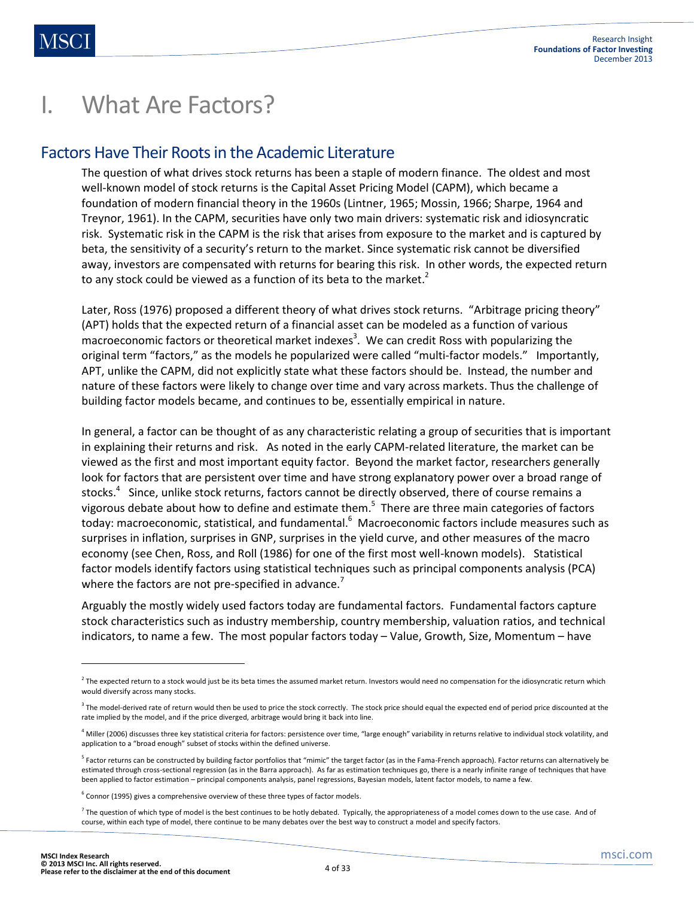# I. What Are Factors?

## Factors Have Their Roots in the Academic Literature

The question of what drives stock returns has been a staple of modern finance. The oldest and most well-known model of stock returns is the Capital Asset Pricing Model (CAPM), which became a foundation of modern financial theory in the 1960s (Lintner, 1965; Mossin, 1966; Sharpe, 1964 and Treynor, 1961). In the CAPM, securities have only two main drivers: systematic risk and idiosyncratic risk. Systematic risk in the CAPM is the risk that arises from exposure to the market and is captured by beta, the sensitivity of a security's return to the market. Since systematic risk cannot be diversified away, investors are compensated with returns for bearing this risk. In other words, the expected return to any stock could be viewed as a function of its beta to the market.[2]

Later, Ross (1976) proposed a different theory of what drives stock returns. "Arbitrage pricing theory" (APT) holds that the expected return of a financial asset can be modeled as a function of various macroeconomic factors or theoretical market indexes[3]. We can credit Ross with popularizing the original term "factors," as the models he popularized were called "multi-factor models." Importantly, APT, unlike the CAPM, did not explicitly state what these factors should be. Instead, the number and nature of these factors were likely to change over time and vary across markets. Thus the challenge of building factor models became, and continues to be, essentially empirical in nature.

In general, a factor can be thought of as any characteristic relating a group of securities that is important in explaining their returns and risk. As noted in the early CAPM-related literature, the market can be viewed as the first and most important equity factor. Beyond the market factor, researchers generally look for factors that are persistent over time and have strong explanatory power over a broad range of stocks.[4] Since, unlike stock returns, factors cannot be directly observed, there of course remains a vigorous debate about how to define and estimate them.[5] There are three main categories of factors today: macroeconomic, statistical, and fundamental.[6] Macroeconomic factors include measures such as surprises in inflation, surprises in GNP, surprises in the yield curve, and other measures of the macro economy (see Chen, Ross, and Roll (1986) for one of the first most well-known models). Statistical factor models identify factors using statistical techniques such as principal components analysis (PCA) where the factors are not pre-specified in advance.[7]

Arguably the mostly widely used factors today are fundamental factors. Fundamental factors capture stock characteristics such as industry membership, country membership, valuation ratios, and technical indicators, to name a few. The most popular factors today – Value, Growth, Size, Momentum – have

---

[2] The expected return to a stock would just be its beta times the assumed market return. Investors would need no compensation for the idiosyncratic return which would diversify across many stocks.

[3] The model-derived rate of return would then be used to price the stock correctly. The stock price should equal the expected end of period price discounted at the rate implied by the model, and if the price diverged, arbitrage would bring it back into line.

[4] Miller (2006) discusses three key statistical criteria for factors: persistence over time, "large enough" variability in returns relative to individual stock volatility, and application to a "broad enough" subset of stocks within the defined universe.

[5] Factor returns can be constructed by building factor portfolios that "mimic" the target factor (as in the Fama-French approach). Factor returns can alternatively be estimated through cross-sectional regression (as in the Barra approach). As far as estimation techniques go, there is a nearly infinite range of techniques that have been applied to factor estimation – principal components analysis, panel regressions, Bayesian models, latent factor models, to name a few.

[6] Connor (1995) gives a comprehensive overview of these three types of factor models.

[7] The question of which type of model is the best continues to be hotly debated. Typically, the appropriateness of a model comes down to the use case. And of course, within each type of model, there continue to be many debates over the best way to construct a model and specify factors.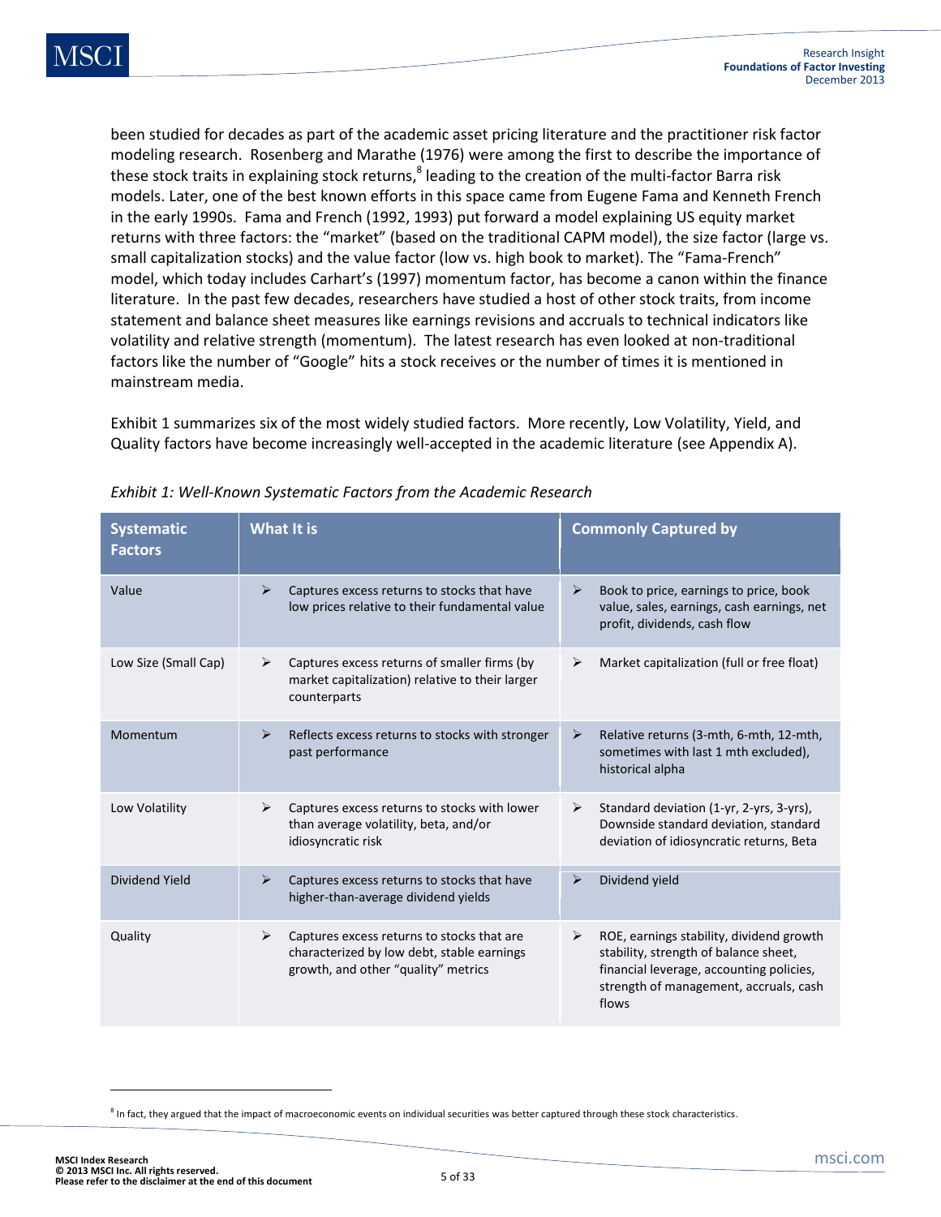been studied for decades as part of the academic asset pricing literature and the practitioner risk factor modeling research. Rosenberg and Marathe (1976) were among the first to describe the importance of these stock traits in explaining stock returns,[8] leading to the creation of the multi-factor Barra risk models. Later, one of the best known efforts in this space came from Eugene Fama and Kenneth French in the early 1990s. Fama and French (1992, 1993) put forward a model explaining US equity market returns with three factors: the "market" (based on the traditional CAPM model), the size factor (large vs. small capitalization stocks) and the value factor (low vs. high book to market). The "Fama-French" model, which today includes Carhart's (1997) momentum factor, has become a canon within the finance literature. In the past few decades, researchers have studied a host of other stock traits, from income statement and balance sheet measures like earnings revisions and accruals to technical indicators like volatility and relative strength (momentum). The latest research has even looked at non-traditional factors like the number of "Google" hits a stock receives or the number of times it is mentioned in mainstream media.

Exhibit 1 summarizes six of the most widely studied factors. More recently, Low Volatility, Yield, and Quality factors have become increasingly well-accepted in the academic literature (see Appendix A).

*Exhibit 1: Well-Known Systematic Factors from the Academic Research*

| Systematic Factors | What It is | Commonly Captured by |
|---|---|---|
| Value | ➢ Captures excess returns to stocks that have low prices relative to their fundamental value | ➢ Book to price, earnings to price, book value, sales, earnings, cash earnings, net profit, dividends, cash flow |
| Low Size (Small Cap) | ➢ Captures excess returns of smaller firms (by market capitalization) relative to their larger counterparts | ➢ Market capitalization (full or free float) |
| Momentum | ➢ Reflects excess returns to stocks with stronger past performance | ➢ Relative returns (3-mth, 6-mth, 12-mth, sometimes with last 1 mth excluded), historical alpha |
| Low Volatility | ➢ Captures excess returns to stocks with lower than average volatility, beta, and/or idiosyncratic risk | ➢ Standard deviation (1-yr, 2-yrs, 3-yrs), Downside standard deviation, standard deviation of idiosyncratic returns, Beta |
| Dividend Yield | ➢ Captures excess returns to stocks that have higher-than-average dividend yields | ➢ Dividend yield |
| Quality | ➢ Captures excess returns to stocks that are characterized by low debt, stable earnings growth, and other "quality" metrics | ➢ ROE, earnings stability, dividend growth stability, strength of balance sheet, financial leverage, accounting policies, strength of management, accruals, cash flows |

[8] In fact, they argued that the impact of macroeconomic events on individual securities was better captured through these stock characteristics.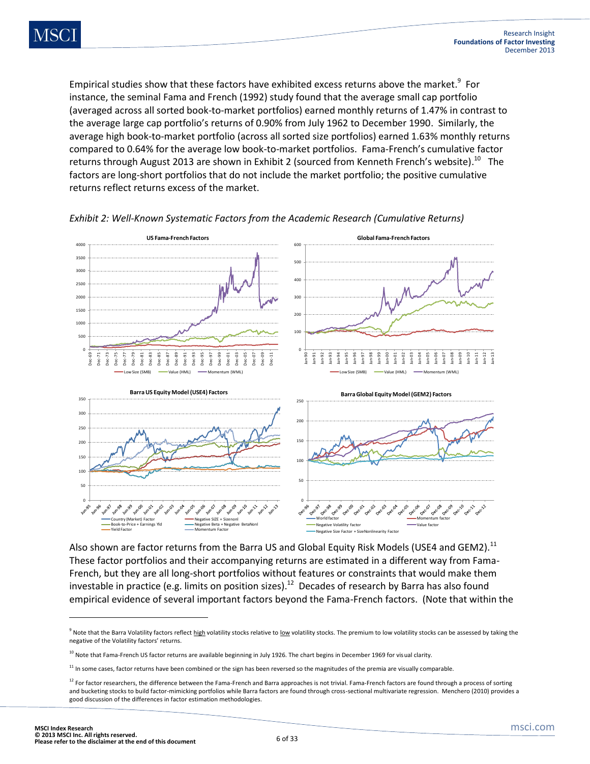Empirical studies show that these factors have exhibited excess returns above the market.[9] For instance, the seminal Fama and French (1992) study found that the average small cap portfolio (averaged across all sorted book-to-market portfolios) earned monthly returns of 1.47% in contrast to the average large cap portfolio's returns of 0.90% from July 1962 to December 1990. Similarly, the average high book-to-market portfolio (across all sorted size portfolios) earned 1.63% monthly returns compared to 0.64% for the average low book-to-market portfolios. Fama-French's cumulative factor returns through August 2013 are shown in Exhibit 2 (sourced from Kenneth French's website).[10] The factors are long-short portfolios that do not include the market portfolio; the positive cumulative returns reflect returns excess of the market.

*Exhibit 2: Well-Known Systematic Factors from the Academic Research (Cumulative Returns)*

Also shown are factor returns from the Barra US and Global Equity Risk Models (USE4 and GEM2).[11] These factor portfolios and their accompanying returns are estimated in a different way from Fama-French, but they are all long-short portfolios without features or constraints that would make them investable in practice (e.g. limits on position sizes).[12] Decades of research by Barra has also found empirical evidence of several important factors beyond the Fama-French factors. (Note that within the

---

[9] Note that the Barra Volatility factors reflect high volatility stocks relative to low volatility stocks. The premium to low volatility stocks can be assessed by taking the negative of the Volatility factors' returns.

[10] Note that Fama-French US factor returns are available beginning in July 1926. The chart begins in December 1969 for visual clarity.

[11] In some cases, factor returns have been combined or the sign has been reversed so the magnitudes of the premia are visually comparable.

[12] For factor researchers, the difference between the Fama-French and Barra approaches is not trivial. Fama-French factors are found through a process of sorting and bucketing stocks to build factor-mimicking portfolios while Barra factors are found through cross-sectional multivariate regression. Menchero (2010) provides a good discussion of the differences in factor estimation methodologies.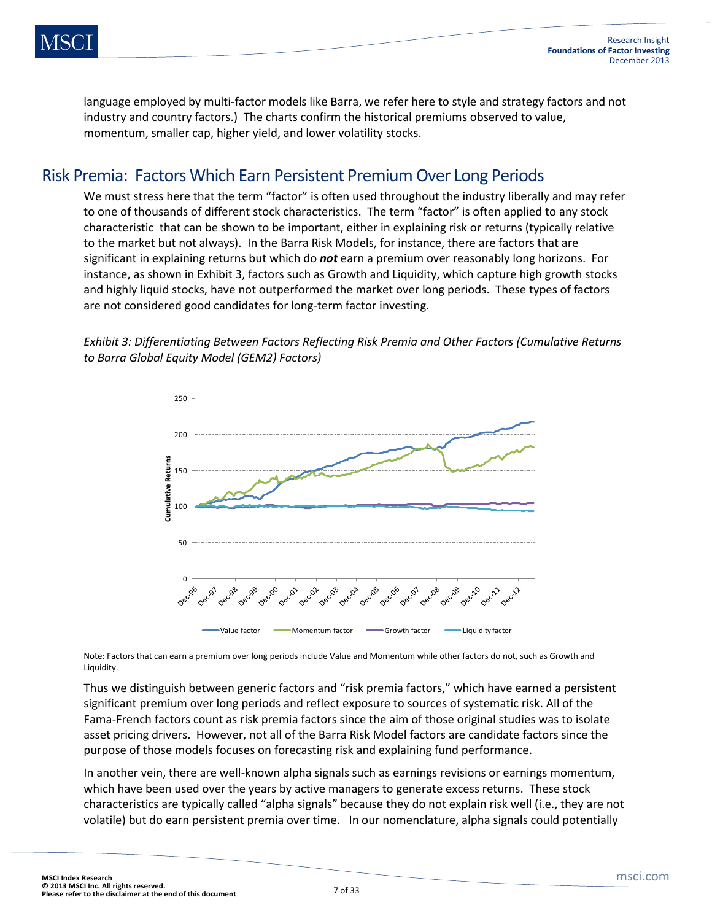language employed by multi-factor models like Barra, we refer here to style and strategy factors and not industry and country factors.) The charts confirm the historical premiums observed to value, momentum, smaller cap, higher yield, and lower volatility stocks.

## Risk Premia: Factors Which Earn Persistent Premium Over Long Periods

We must stress here that the term "factor" is often used throughout the industry liberally and may refer to one of thousands of different stock characteristics. The term "factor" is often applied to any stock characteristic that can be shown to be important, either in explaining risk or returns (typically relative to the market but not always). In the Barra Risk Models, for instance, there are factors that are significant in explaining returns but which do ***not*** earn a premium over reasonably long horizons. For instance, as shown in Exhibit 3, factors such as Growth and Liquidity, which capture high growth stocks and highly liquid stocks, have not outperformed the market over long periods. These types of factors are not considered good candidates for long-term factor investing.

*Exhibit 3: Differentiating Between Factors Reflecting Risk Premia and Other Factors (Cumulative Returns to Barra Global Equity Model (GEM2) Factors)*

Note: Factors that can earn a premium over long periods include Value and Momentum while other factors do not, such as Growth and Liquidity.

Thus we distinguish between generic factors and "risk premia factors," which have earned a persistent significant premium over long periods and reflect exposure to sources of systematic risk. All of the Fama-French factors count as risk premia factors since the aim of those original studies was to isolate asset pricing drivers. However, not all of the Barra Risk Model factors are candidate factors since the purpose of those models focuses on forecasting risk and explaining fund performance.

In another vein, there are well-known alpha signals such as earnings revisions or earnings momentum, which have been used over the years by active managers to generate excess returns. These stock characteristics are typically called "alpha signals" because they do not explain risk well (i.e., they are not volatile) but do earn persistent premia over time. In our nomenclature, alpha signals could potentially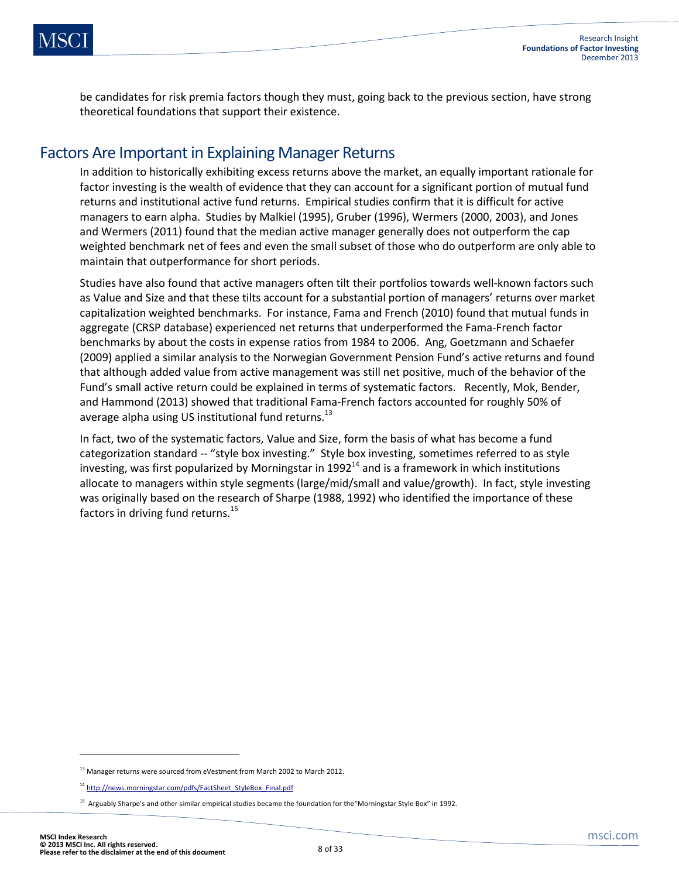be candidates for risk premia factors though they must, going back to the previous section, have strong theoretical foundations that support their existence.

## Factors Are Important in Explaining Manager Returns

In addition to historically exhibiting excess returns above the market, an equally important rationale for factor investing is the wealth of evidence that they can account for a significant portion of mutual fund returns and institutional active fund returns. Empirical studies confirm that it is difficult for active managers to earn alpha. Studies by Malkiel (1995), Gruber (1996), Wermers (2000, 2003), and Jones and Wermers (2011) found that the median active manager generally does not outperform the cap weighted benchmark net of fees and even the small subset of those who do outperform are only able to maintain that outperformance for short periods.

Studies have also found that active managers often tilt their portfolios towards well-known factors such as Value and Size and that these tilts account for a substantial portion of managers' returns over market capitalization weighted benchmarks. For instance, Fama and French (2010) found that mutual funds in aggregate (CRSP database) experienced net returns that underperformed the Fama-French factor benchmarks by about the costs in expense ratios from 1984 to 2006. Ang, Goetzmann and Schaefer (2009) applied a similar analysis to the Norwegian Government Pension Fund's active returns and found that although added value from active management was still net positive, much of the behavior of the Fund's small active return could be explained in terms of systematic factors. Recently, Mok, Bender, and Hammond (2013) showed that traditional Fama-French factors accounted for roughly 50% of average alpha using US institutional fund returns.[13]

In fact, two of the systematic factors, Value and Size, form the basis of what has become a fund categorization standard -- "style box investing." Style box investing, sometimes referred to as style investing, was first popularized by Morningstar in 1992[14] and is a framework in which institutions allocate to managers within style segments (large/mid/small and value/growth). In fact, style investing was originally based on the research of Sharpe (1988, 1992) who identified the importance of these factors in driving fund returns.[15]

---

[13] Manager returns were sourced from eVestment from March 2002 to March 2012.

[14] http://news.morningstar.com/pdfs/FactSheet_StyleBox_Final.pdf

[15] Arguably Sharpe's and other similar empirical studies became the foundation for the"Morningstar Style Box" in 1992.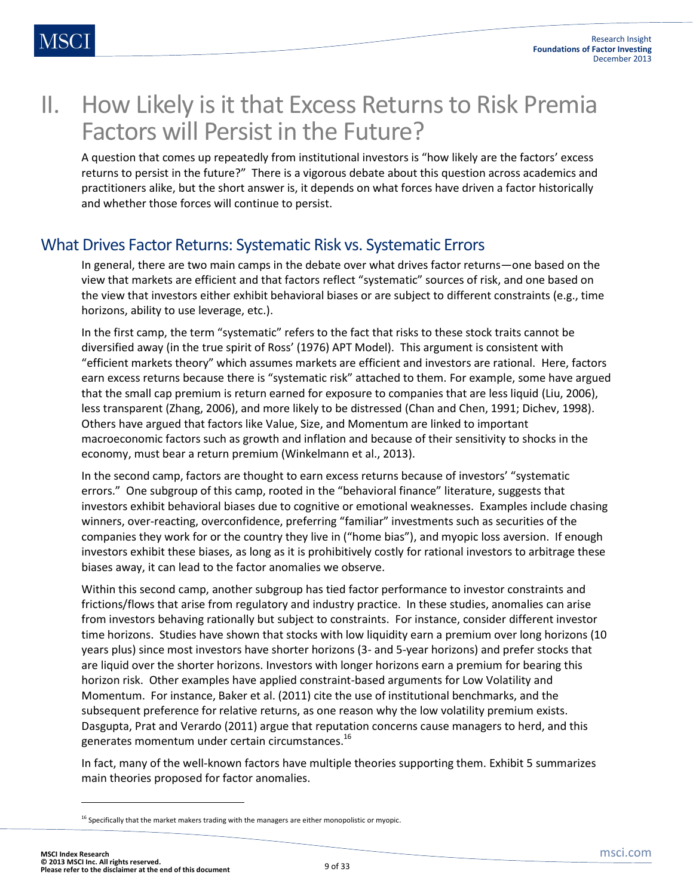# II. How Likely is it that Excess Returns to Risk Premia Factors will Persist in the Future?

A question that comes up repeatedly from institutional investors is "how likely are the factors' excess returns to persist in the future?" There is a vigorous debate about this question across academics and practitioners alike, but the short answer is, it depends on what forces have driven a factor historically and whether those forces will continue to persist.

## What Drives Factor Returns: Systematic Risk vs. Systematic Errors

In general, there are two main camps in the debate over what drives factor returns—one based on the view that markets are efficient and that factors reflect "systematic" sources of risk, and one based on the view that investors either exhibit behavioral biases or are subject to different constraints (e.g., time horizons, ability to use leverage, etc.).

In the first camp, the term "systematic" refers to the fact that risks to these stock traits cannot be diversified away (in the true spirit of Ross' (1976) APT Model). This argument is consistent with "efficient markets theory" which assumes markets are efficient and investors are rational. Here, factors earn excess returns because there is "systematic risk" attached to them. For example, some have argued that the small cap premium is return earned for exposure to companies that are less liquid (Liu, 2006), less transparent (Zhang, 2006), and more likely to be distressed (Chan and Chen, 1991; Dichev, 1998). Others have argued that factors like Value, Size, and Momentum are linked to important macroeconomic factors such as growth and inflation and because of their sensitivity to shocks in the economy, must bear a return premium (Winkelmann et al., 2013).

In the second camp, factors are thought to earn excess returns because of investors' "systematic errors." One subgroup of this camp, rooted in the "behavioral finance" literature, suggests that investors exhibit behavioral biases due to cognitive or emotional weaknesses. Examples include chasing winners, over-reacting, overconfidence, preferring "familiar" investments such as securities of the companies they work for or the country they live in ("home bias"), and myopic loss aversion. If enough investors exhibit these biases, as long as it is prohibitively costly for rational investors to arbitrage these biases away, it can lead to the factor anomalies we observe.

Within this second camp, another subgroup has tied factor performance to investor constraints and frictions/flows that arise from regulatory and industry practice. In these studies, anomalies can arise from investors behaving rationally but subject to constraints. For instance, consider different investor time horizons. Studies have shown that stocks with low liquidity earn a premium over long horizons (10 years plus) since most investors have shorter horizons (3- and 5-year horizons) and prefer stocks that are liquid over the shorter horizons. Investors with longer horizons earn a premium for bearing this horizon risk. Other examples have applied constraint-based arguments for Low Volatility and Momentum. For instance, Baker et al. (2011) cite the use of institutional benchmarks, and the subsequent preference for relative returns, as one reason why the low volatility premium exists. Dasgupta, Prat and Verardo (2011) argue that reputation concerns cause managers to herd, and this generates momentum under certain circumstances.[16]

In fact, many of the well-known factors have multiple theories supporting them. Exhibit 5 summarizes main theories proposed for factor anomalies.

[16] Specifically that the market makers trading with the managers are either monopolistic or myopic.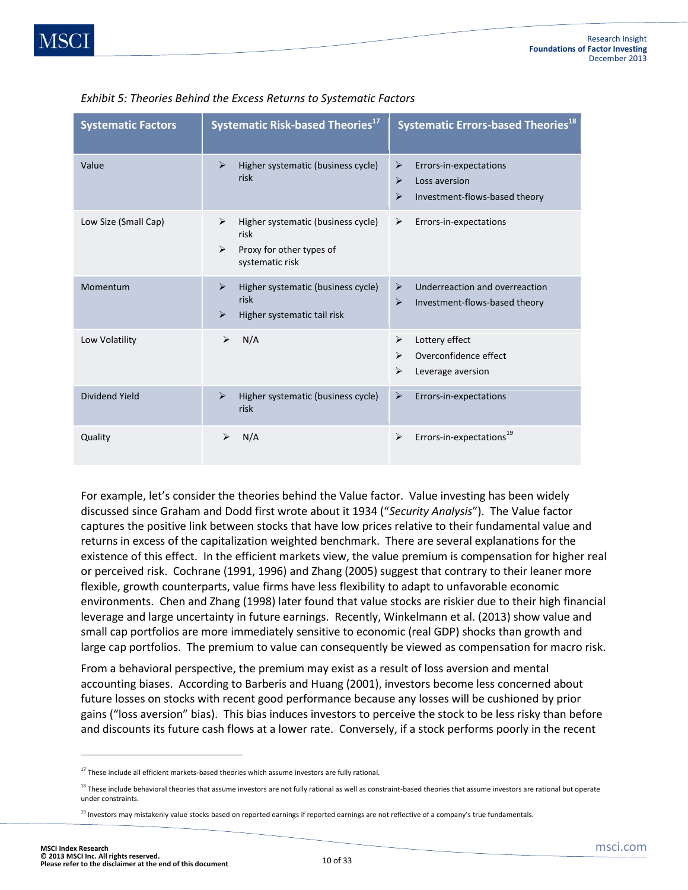*Exhibit 5: Theories Behind the Excess Returns to Systematic Factors*

| Systematic Factors | Systematic Risk-based Theories[17] | Systematic Errors-based Theories[18] |
|---|---|---|
| Value | ➢ Higher systematic (business cycle) risk | ➢ Errors-in-expectations<br>➢ Loss aversion<br>➢ Investment-flows-based theory |
| Low Size (Small Cap) | ➢ Higher systematic (business cycle) risk<br>➢ Proxy for other types of systematic risk | ➢ Errors-in-expectations |
| Momentum | ➢ Higher systematic (business cycle) risk<br>➢ Higher systematic tail risk | ➢ Underreaction and overreaction<br>➢ Investment-flows-based theory |
| Low Volatility | ➢ N/A | ➢ Lottery effect<br>➢ Overconfidence effect<br>➢ Leverage aversion |
| Dividend Yield | ➢ Higher systematic (business cycle) risk | ➢ Errors-in-expectations |
| Quality | ➢ N/A | ➢ Errors-in-expectations[19] |

For example, let's consider the theories behind the Value factor. Value investing has been widely discussed since Graham and Dodd first wrote about it 1934 ("*Security Analysis*"). The Value factor captures the positive link between stocks that have low prices relative to their fundamental value and returns in excess of the capitalization weighted benchmark. There are several explanations for the existence of this effect. In the efficient markets view, the value premium is compensation for higher real or perceived risk. Cochrane (1991, 1996) and Zhang (2005) suggest that contrary to their leaner more flexible, growth counterparts, value firms have less flexibility to adapt to unfavorable economic environments. Chen and Zhang (1998) later found that value stocks are riskier due to their high financial leverage and large uncertainty in future earnings. Recently, Winkelmann et al. (2013) show value and small cap portfolios are more immediately sensitive to economic (real GDP) shocks than growth and large cap portfolios. The premium to value can consequently be viewed as compensation for macro risk.

From a behavioral perspective, the premium may exist as a result of loss aversion and mental accounting biases. According to Barberis and Huang (2001), investors become less concerned about future losses on stocks with recent good performance because any losses will be cushioned by prior gains ("loss aversion" bias). This bias induces investors to perceive the stock to be less risky than before and discounts its future cash flows at a lower rate. Conversely, if a stock performs poorly in the recent

---

[17] These include all efficient markets-based theories which assume investors are fully rational.

[18] These include behavioral theories that assume investors are not fully rational as well as constraint-based theories that assume investors are rational but operate under constraints.

[19] Investors may mistakenly value stocks based on reported earnings if reported earnings are not reflective of a company's true fundamentals.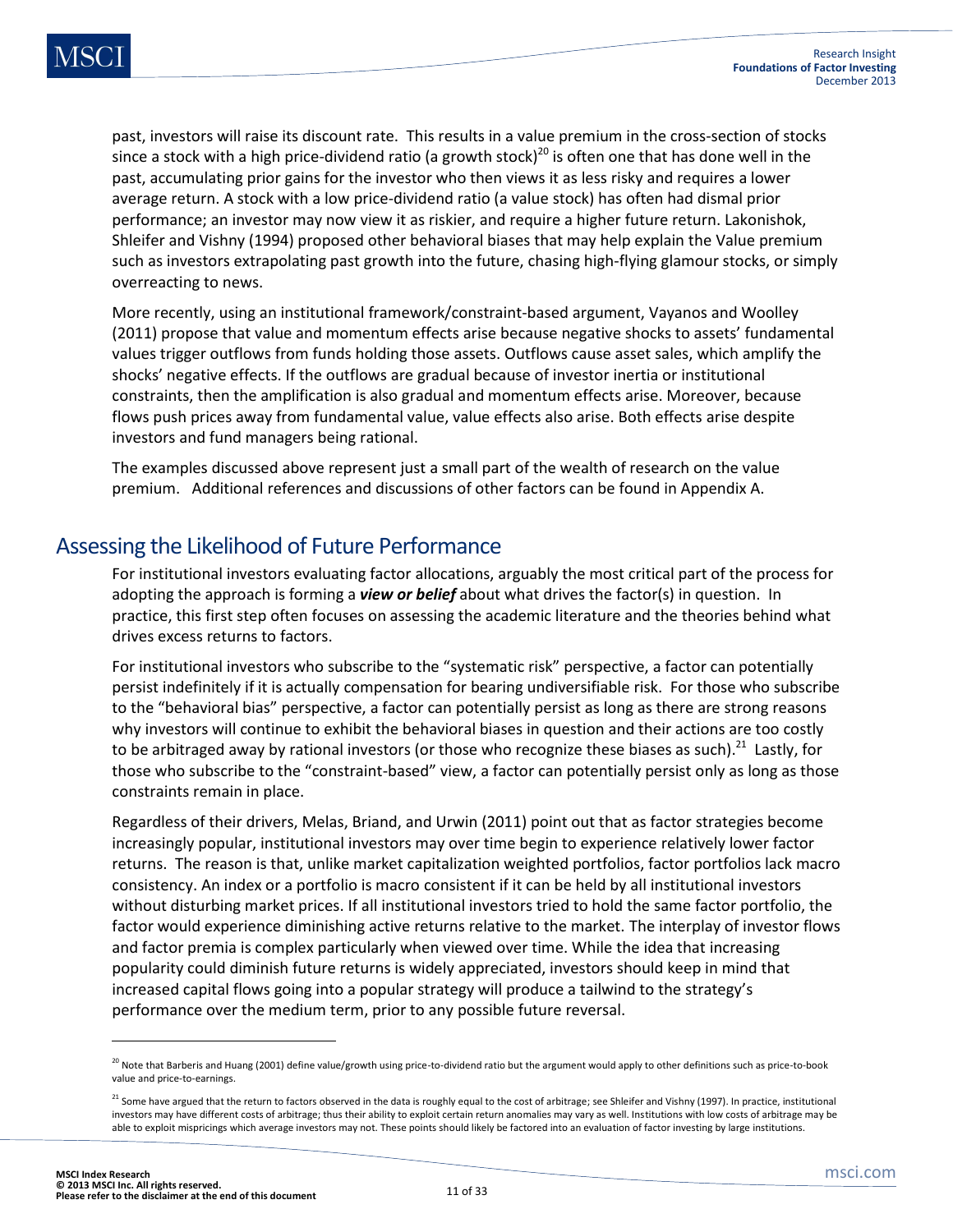past, investors will raise its discount rate. This results in a value premium in the cross-section of stocks since a stock with a high price-dividend ratio (a growth stock)[20] is often one that has done well in the past, accumulating prior gains for the investor who then views it as less risky and requires a lower average return. A stock with a low price-dividend ratio (a value stock) has often had dismal prior performance; an investor may now view it as riskier, and require a higher future return. Lakonishok, Shleifer and Vishny (1994) proposed other behavioral biases that may help explain the Value premium such as investors extrapolating past growth into the future, chasing high-flying glamour stocks, or simply overreacting to news.

More recently, using an institutional framework/constraint-based argument, Vayanos and Woolley (2011) propose that value and momentum effects arise because negative shocks to assets' fundamental values trigger outflows from funds holding those assets. Outflows cause asset sales, which amplify the shocks' negative effects. If the outflows are gradual because of investor inertia or institutional constraints, then the amplification is also gradual and momentum effects arise. Moreover, because flows push prices away from fundamental value, value effects also arise. Both effects arise despite investors and fund managers being rational.

The examples discussed above represent just a small part of the wealth of research on the value premium. Additional references and discussions of other factors can be found in Appendix A.

## Assessing the Likelihood of Future Performance

For institutional investors evaluating factor allocations, arguably the most critical part of the process for adopting the approach is forming a ***view or belief*** about what drives the factor(s) in question. In practice, this first step often focuses on assessing the academic literature and the theories behind what drives excess returns to factors.

For institutional investors who subscribe to the "systematic risk" perspective, a factor can potentially persist indefinitely if it is actually compensation for bearing undiversifiable risk. For those who subscribe to the "behavioral bias" perspective, a factor can potentially persist as long as there are strong reasons why investors will continue to exhibit the behavioral biases in question and their actions are too costly to be arbitraged away by rational investors (or those who recognize these biases as such).[21] Lastly, for those who subscribe to the "constraint-based" view, a factor can potentially persist only as long as those constraints remain in place.

Regardless of their drivers, Melas, Briand, and Urwin (2011) point out that as factor strategies become increasingly popular, institutional investors may over time begin to experience relatively lower factor returns. The reason is that, unlike market capitalization weighted portfolios, factor portfolios lack macro consistency. An index or a portfolio is macro consistent if it can be held by all institutional investors without disturbing market prices. If all institutional investors tried to hold the same factor portfolio, the factor would experience diminishing active returns relative to the market. The interplay of investor flows and factor premia is complex particularly when viewed over time. While the idea that increasing popularity could diminish future returns is widely appreciated, investors should keep in mind that increased capital flows going into a popular strategy will produce a tailwind to the strategy's performance over the medium term, prior to any possible future reversal.

---

[20] Note that Barberis and Huang (2001) define value/growth using price-to-dividend ratio but the argument would apply to other definitions such as price-to-book value and price-to-earnings.

[21] Some have argued that the return to factors observed in the data is roughly equal to the cost of arbitrage; see Shleifer and Vishny (1997). In practice, institutional investors may have different costs of arbitrage; thus their ability to exploit certain return anomalies may vary as well. Institutions with low costs of arbitrage may be able to exploit mispricings which average investors may not. These points should likely be factored into an evaluation of factor investing by large institutions.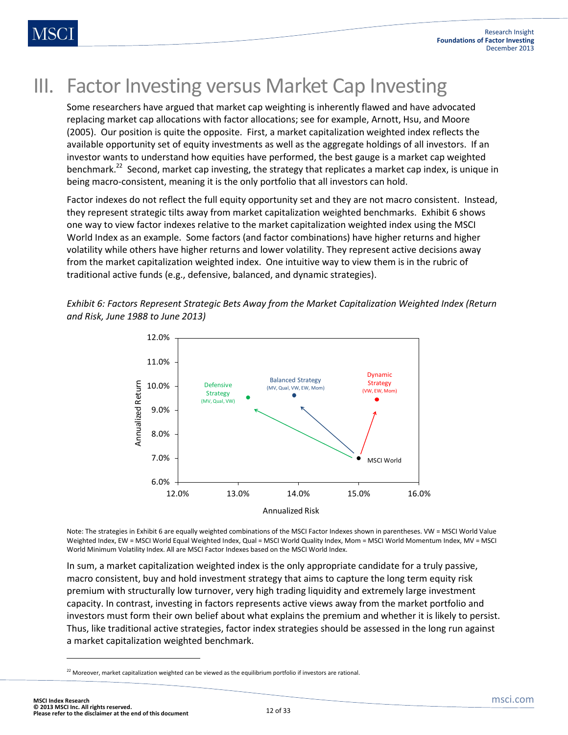# III. Factor Investing versus Market Cap Investing

Some researchers have argued that market cap weighting is inherently flawed and have advocated replacing market cap allocations with factor allocations; see for example, Arnott, Hsu, and Moore (2005). Our position is quite the opposite. First, a market capitalization weighted index reflects the available opportunity set of equity investments as well as the aggregate holdings of all investors. If an investor wants to understand how equities have performed, the best gauge is a market cap weighted benchmark.[22] Second, market cap investing, the strategy that replicates a market cap index, is unique in being macro-consistent, meaning it is the only portfolio that all investors can hold.

Factor indexes do not reflect the full equity opportunity set and they are not macro consistent. Instead, they represent strategic tilts away from market capitalization weighted benchmarks. Exhibit 6 shows one way to view factor indexes relative to the market capitalization weighted index using the MSCI World Index as an example. Some factors (and factor combinations) have higher returns and higher volatility while others have higher returns and lower volatility. They represent active decisions away from the market capitalization weighted index. One intuitive way to view them is in the rubric of traditional active funds (e.g., defensive, balanced, and dynamic strategies).

*Exhibit 6: Factors Represent Strategic Bets Away from the Market Capitalization Weighted Index (Return and Risk, June 1988 to June 2013)*

Note: The strategies in Exhibit 6 are equally weighted combinations of the MSCI Factor Indexes shown in parentheses. VW = MSCI World Value Weighted Index, EW = MSCI World Equal Weighted Index, Qual = MSCI World Quality Index, Mom = MSCI World Momentum Index, MV = MSCI World Minimum Volatility Index. All are MSCI Factor Indexes based on the MSCI World Index.

In sum, a market capitalization weighted index is the only appropriate candidate for a truly passive, macro consistent, buy and hold investment strategy that aims to capture the long term equity risk premium with structurally low turnover, very high trading liquidity and extremely large investment capacity. In contrast, investing in factors represents active views away from the market portfolio and investors must form their own belief about what explains the premium and whether it is likely to persist. Thus, like traditional active strategies, factor index strategies should be assessed in the long run against a market capitalization weighted benchmark.

---

[22] Moreover, market capitalization weighted can be viewed as the equilibrium portfolio if investors are rational.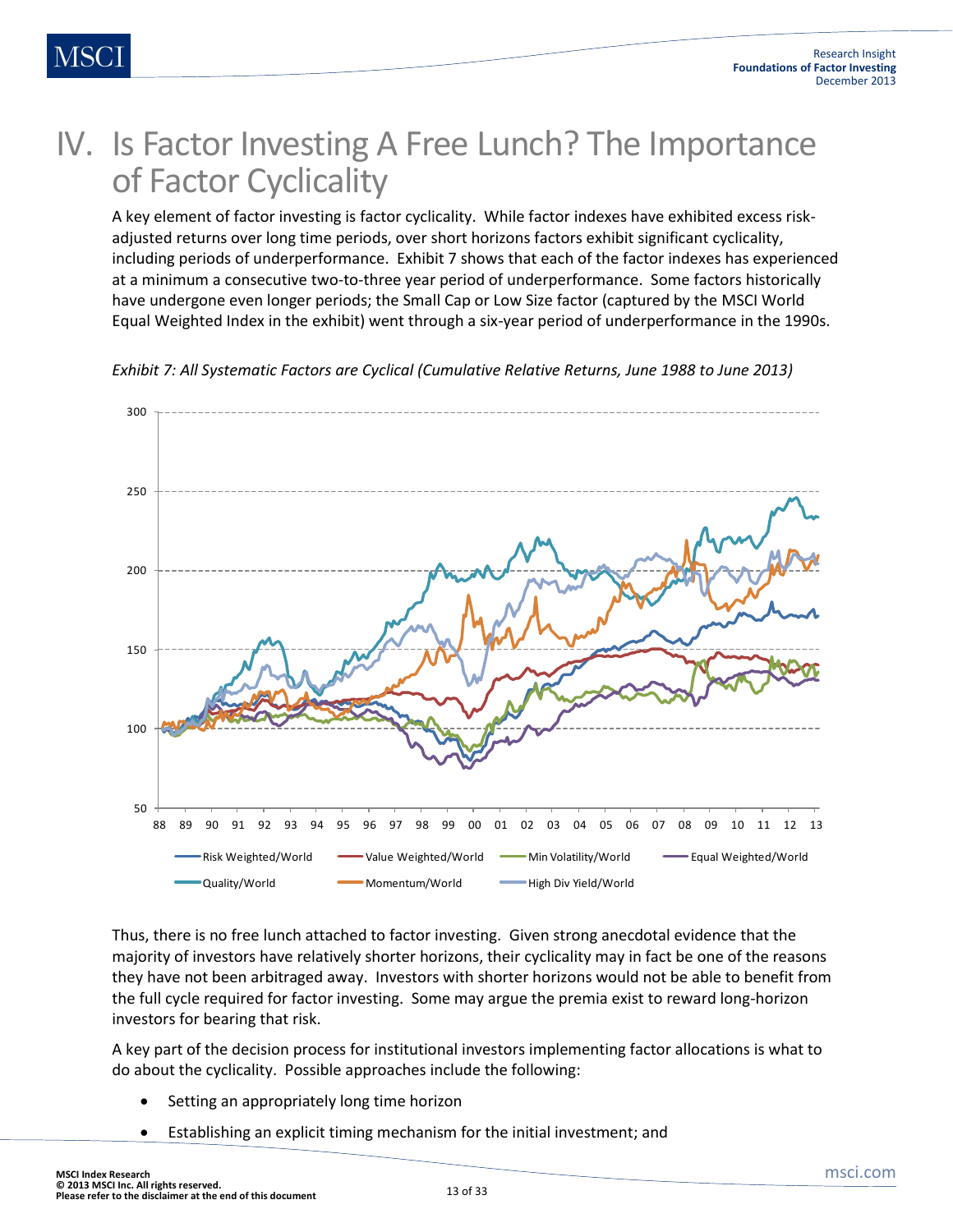# IV. Is Factor Investing A Free Lunch? The Importance of Factor Cyclicality

A key element of factor investing is factor cyclicality. While factor indexes have exhibited excess risk-adjusted returns over long time periods, over short horizons factors exhibit significant cyclicality, including periods of underperformance. Exhibit 7 shows that each of the factor indexes has experienced at a minimum a consecutive two-to-three year period of underperformance. Some factors historically have undergone even longer periods; the Small Cap or Low Size factor (captured by the MSCI World Equal Weighted Index in the exhibit) went through a six-year period of underperformance in the 1990s.

*Exhibit 7: All Systematic Factors are Cyclical (Cumulative Relative Returns, June 1988 to June 2013)*

Thus, there is no free lunch attached to factor investing. Given strong anecdotal evidence that the majority of investors have relatively shorter horizons, their cyclicality may in fact be one of the reasons they have not been arbitraged away. Investors with shorter horizons would not be able to benefit from the full cycle required for factor investing. Some may argue the premia exist to reward long-horizon investors for bearing that risk.

A key part of the decision process for institutional investors implementing factor allocations is what to do about the cyclicality. Possible approaches include the following:

- Setting an appropriately long time horizon
- Establishing an explicit timing mechanism for the initial investment; and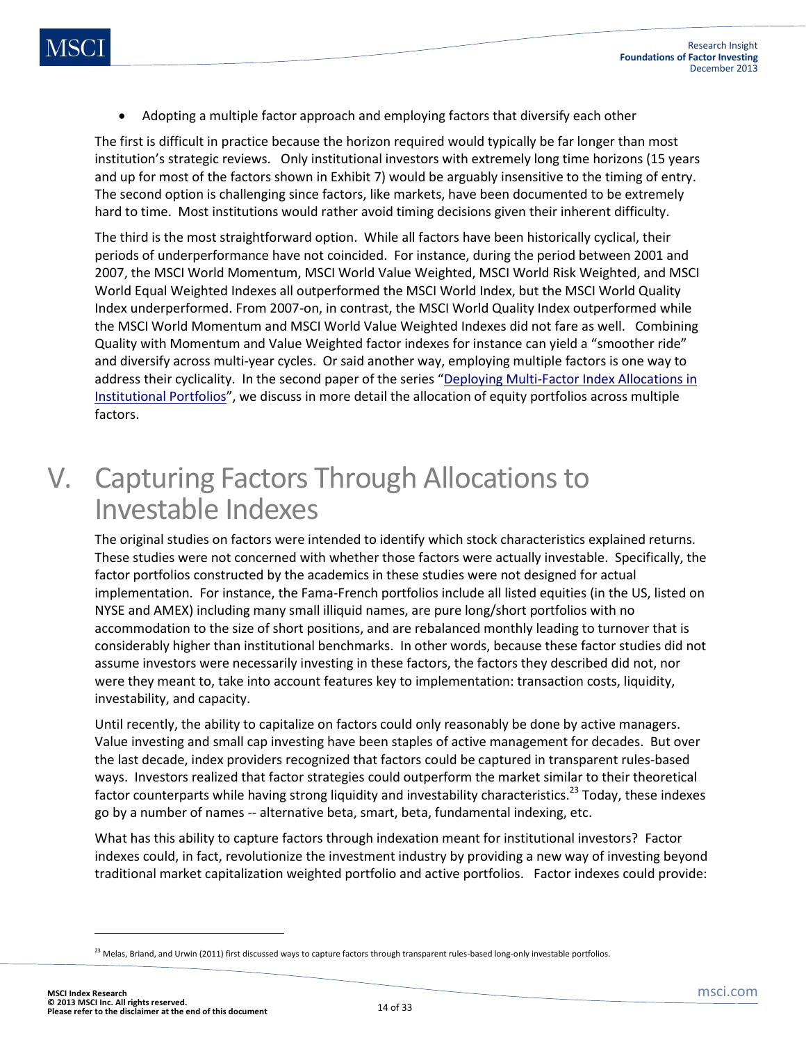- Adopting a multiple factor approach and employing factors that diversify each other

The first is difficult in practice because the horizon required would typically be far longer than most institution's strategic reviews. Only institutional investors with extremely long time horizons (15 years and up for most of the factors shown in Exhibit 7) would be arguably insensitive to the timing of entry. The second option is challenging since factors, like markets, have been documented to be extremely hard to time. Most institutions would rather avoid timing decisions given their inherent difficulty.

The third is the most straightforward option. While all factors have been historically cyclical, their periods of underperformance have not coincided. For instance, during the period between 2001 and 2007, the MSCI World Momentum, MSCI World Value Weighted, MSCI World Risk Weighted, and MSCI World Equal Weighted Indexes all outperformed the MSCI World Index, but the MSCI World Quality Index underperformed. From 2007-on, in contrast, the MSCI World Quality Index outperformed while the MSCI World Momentum and MSCI World Value Weighted Indexes did not fare as well. Combining Quality with Momentum and Value Weighted factor indexes for instance can yield a "smoother ride" and diversify across multi-year cycles. Or said another way, employing multiple factors is one way to address their cyclicality. In the second paper of the series "Deploying Multi-Factor Index Allocations in Institutional Portfolios", we discuss in more detail the allocation of equity portfolios across multiple factors.

# V. Capturing Factors Through Allocations to Investable Indexes

The original studies on factors were intended to identify which stock characteristics explained returns. These studies were not concerned with whether those factors were actually investable. Specifically, the factor portfolios constructed by the academics in these studies were not designed for actual implementation. For instance, the Fama-French portfolios include all listed equities (in the US, listed on NYSE and AMEX) including many small illiquid names, are pure long/short portfolios with no accommodation to the size of short positions, and are rebalanced monthly leading to turnover that is considerably higher than institutional benchmarks. In other words, because these factor studies did not assume investors were necessarily investing in these factors, the factors they described did not, nor were they meant to, take into account features key to implementation: transaction costs, liquidity, investability, and capacity.

Until recently, the ability to capitalize on factors could only reasonably be done by active managers. Value investing and small cap investing have been staples of active management for decades. But over the last decade, index providers recognized that factors could be captured in transparent rules-based ways. Investors realized that factor strategies could outperform the market similar to their theoretical factor counterparts while having strong liquidity and investability characteristics.[23] Today, these indexes go by a number of names -- alternative beta, smart, beta, fundamental indexing, etc.

What has this ability to capture factors through indexation meant for institutional investors? Factor indexes could, in fact, revolutionize the investment industry by providing a new way of investing beyond traditional market capitalization weighted portfolio and active portfolios. Factor indexes could provide:

[23] Melas, Briand, and Urwin (2011) first discussed ways to capture factors through transparent rules-based long-only investable portfolios.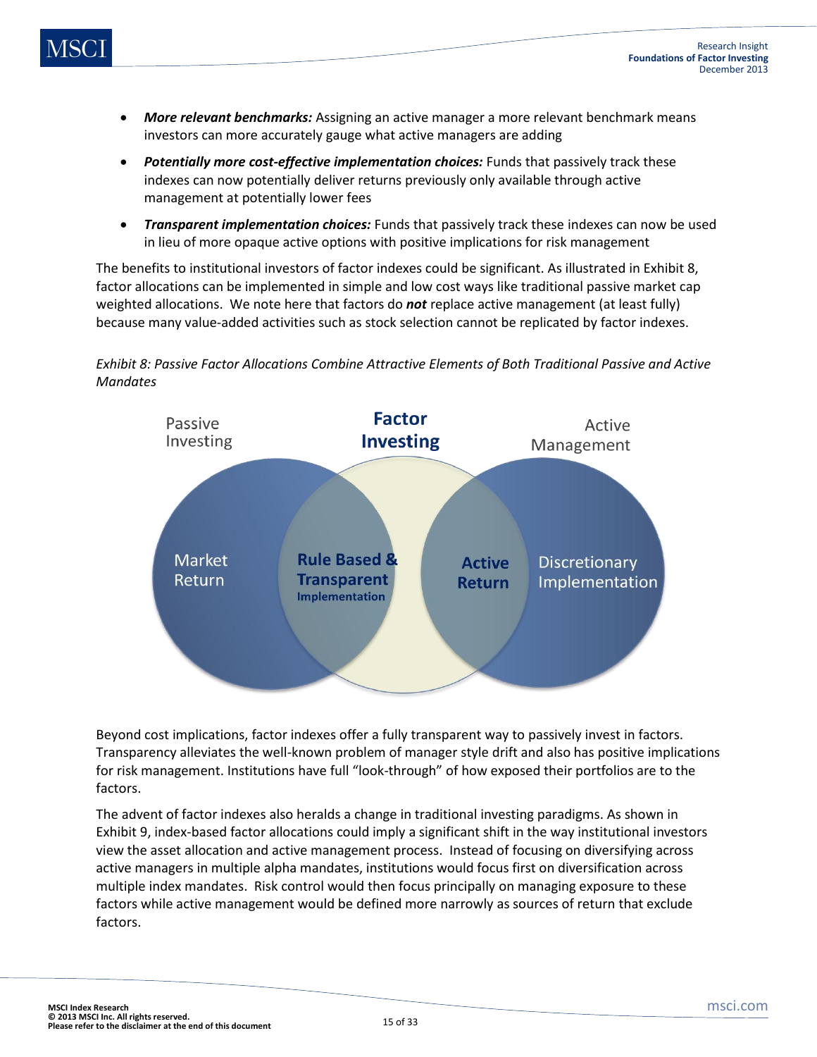- ***More relevant benchmarks:*** Assigning an active manager a more relevant benchmark means investors can more accurately gauge what active managers are adding
- ***Potentially more cost-effective implementation choices:*** Funds that passively track these indexes can now potentially deliver returns previously only available through active management at potentially lower fees
- ***Transparent implementation choices:*** Funds that passively track these indexes can now be used in lieu of more opaque active options with positive implications for risk management

The benefits to institutional investors of factor indexes could be significant. As illustrated in Exhibit 8, factor allocations can be implemented in simple and low cost ways like traditional passive market cap weighted allocations. We note here that factors do ***not*** replace active management (at least fully) because many value-added activities such as stock selection cannot be replicated by factor indexes.

*Exhibit 8: Passive Factor Allocations Combine Attractive Elements of Both Traditional Passive and Active Mandates*

Beyond cost implications, factor indexes offer a fully transparent way to passively invest in factors. Transparency alleviates the well-known problem of manager style drift and also has positive implications for risk management. Institutions have full "look-through" of how exposed their portfolios are to the factors.

The advent of factor indexes also heralds a change in traditional investing paradigms. As shown in Exhibit 9, index-based factor allocations could imply a significant shift in the way institutional investors view the asset allocation and active management process. Instead of focusing on diversifying across active managers in multiple alpha mandates, institutions would focus first on diversification across multiple index mandates. Risk control would then focus principally on managing exposure to these factors while active management would be defined more narrowly as sources of return that exclude factors.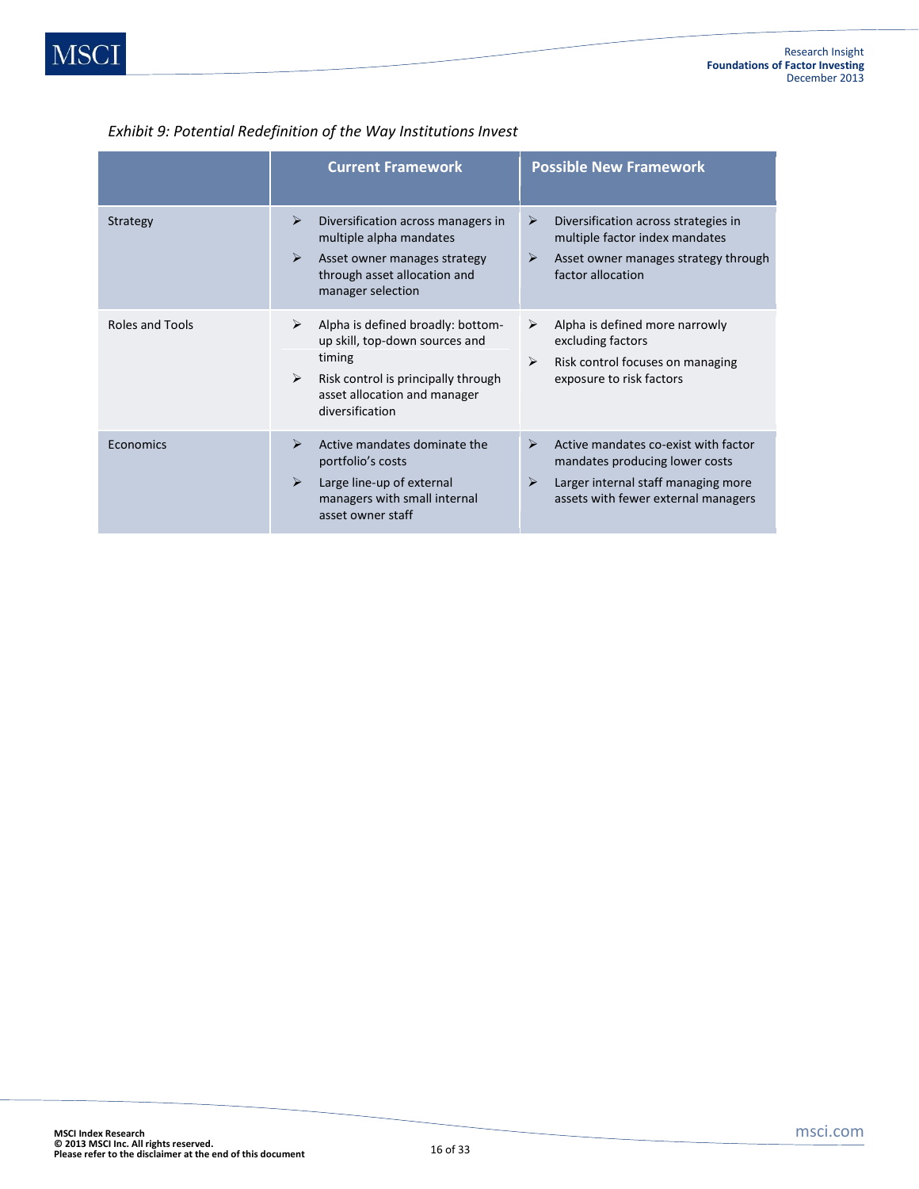*Exhibit 9: Potential Redefinition of the Way Institutions Invest*

| | Current Framework | Possible New Framework |
|---|---|---|
| Strategy | ➢ Diversification across managers in multiple alpha mandates<br>➢ Asset owner manages strategy through asset allocation and manager selection | ➢ Diversification across strategies in multiple factor index mandates<br>➢ Asset owner manages strategy through factor allocation |
| Roles and Tools | ➢ Alpha is defined broadly: bottom-up skill, top-down sources and timing<br>➢ Risk control is principally through asset allocation and manager diversification | ➢ Alpha is defined more narrowly excluding factors<br>➢ Risk control focuses on managing exposure to risk factors |
| Economics | ➢ Active mandates dominate the portfolio's costs<br>➢ Large line-up of external managers with small internal asset owner staff | ➢ Active mandates co-exist with factor mandates producing lower costs<br>➢ Larger internal staff managing more assets with fewer external managers |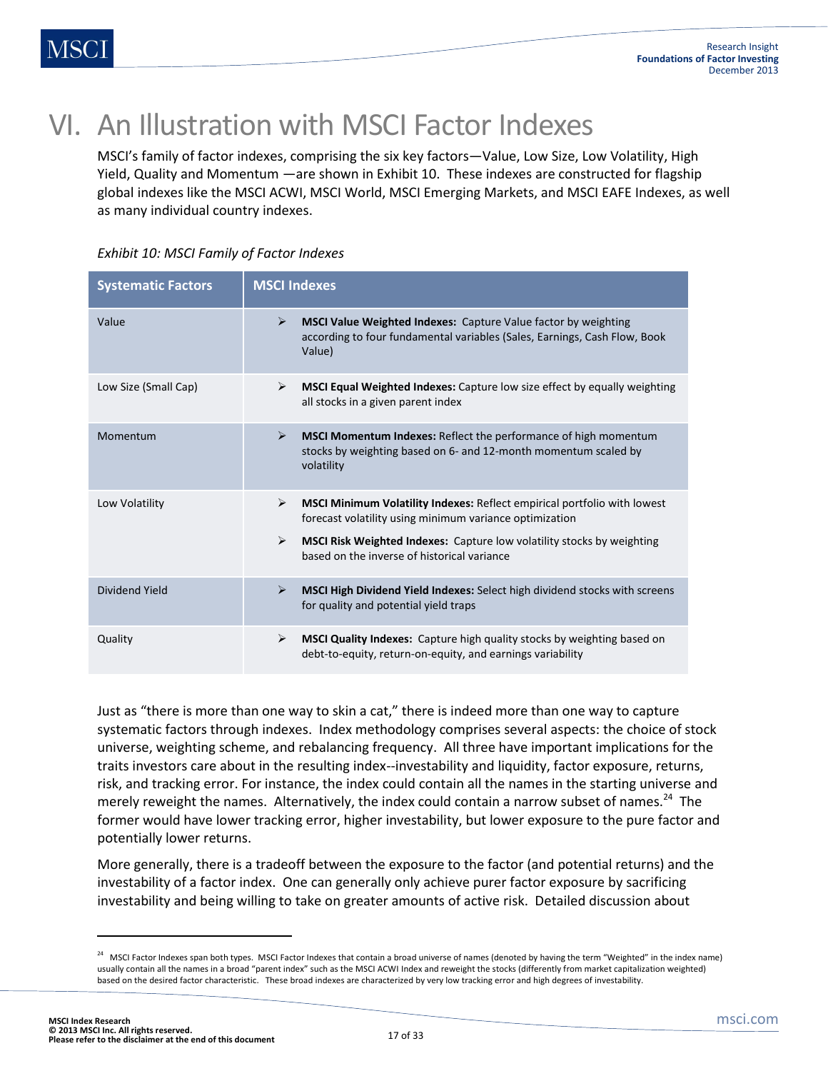# VI. An Illustration with MSCI Factor Indexes

MSCI's family of factor indexes, comprising the six key factors—Value, Low Size, Low Volatility, High Yield, Quality and Momentum —are shown in Exhibit 10. These indexes are constructed for flagship global indexes like the MSCI ACWI, MSCI World, MSCI Emerging Markets, and MSCI EAFE Indexes, as well as many individual country indexes.

*Exhibit 10: MSCI Family of Factor Indexes*

| Systematic Factors | MSCI Indexes |
|---|---|
| Value | ➢ **MSCI Value Weighted Indexes:** Capture Value factor by weighting according to four fundamental variables (Sales, Earnings, Cash Flow, Book Value) |
| Low Size (Small Cap) | ➢ **MSCI Equal Weighted Indexes:** Capture low size effect by equally weighting all stocks in a given parent index |
| Momentum | ➢ **MSCI Momentum Indexes:** Reflect the performance of high momentum stocks by weighting based on 6- and 12-month momentum scaled by volatility |
| Low Volatility | ➢ **MSCI Minimum Volatility Indexes:** Reflect empirical portfolio with lowest forecast volatility using minimum variance optimization<br>➢ **MSCI Risk Weighted Indexes:** Capture low volatility stocks by weighting based on the inverse of historical variance |
| Dividend Yield | ➢ **MSCI High Dividend Yield Indexes:** Select high dividend stocks with screens for quality and potential yield traps |
| Quality | ➢ **MSCI Quality Indexes:** Capture high quality stocks by weighting based on debt-to-equity, return-on-equity, and earnings variability |

Just as "there is more than one way to skin a cat," there is indeed more than one way to capture systematic factors through indexes. Index methodology comprises several aspects: the choice of stock universe, weighting scheme, and rebalancing frequency. All three have important implications for the traits investors care about in the resulting index--investability and liquidity, factor exposure, returns, risk, and tracking error. For instance, the index could contain all the names in the starting universe and merely reweight the names. Alternatively, the index could contain a narrow subset of names.[24] The former would have lower tracking error, higher investability, but lower exposure to the pure factor and potentially lower returns.

More generally, there is a tradeoff between the exposure to the factor (and potential returns) and the investability of a factor index. One can generally only achieve purer factor exposure by sacrificing investability and being willing to take on greater amounts of active risk. Detailed discussion about

---

[24] MSCI Factor Indexes span both types. MSCI Factor Indexes that contain a broad universe of names (denoted by having the term "Weighted" in the index name) usually contain all the names in a broad "parent index" such as the MSCI ACWI Index and reweight the stocks (differently from market capitalization weighted) based on the desired factor characteristic. These broad indexes are characterized by very low tracking error and high degrees of investability.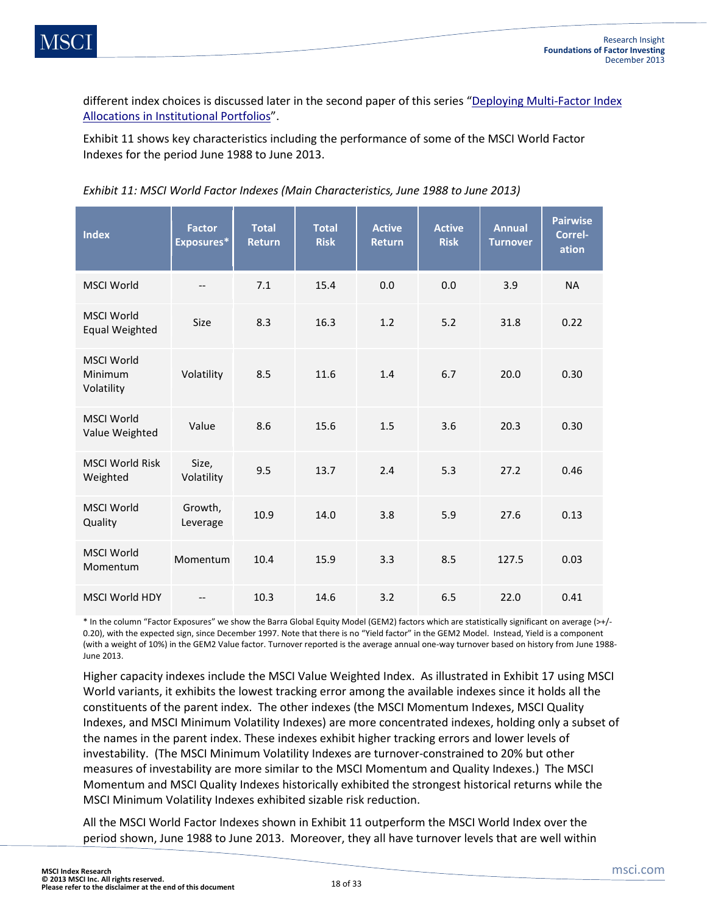different index choices is discussed later in the second paper of this series "[Deploying Multi-Factor Index Allocations in Institutional Portfolios]()".

Exhibit 11 shows key characteristics including the performance of some of the MSCI World Factor Indexes for the period June 1988 to June 2013.

*Exhibit 11: MSCI World Factor Indexes (Main Characteristics, June 1988 to June 2013)*

| Index | Factor Exposures* | Total Return | Total Risk | Active Return | Active Risk | Annual Turnover | Pairwise Correl-ation |
|---|---|---|---|---|---|---|---|
| MSCI World | -- | 7.1 | 15.4 | 0.0 | 0.0 | 3.9 | NA |
| MSCI World Equal Weighted | Size | 8.3 | 16.3 | 1.2 | 5.2 | 31.8 | 0.22 |
| MSCI World Minimum Volatility | Volatility | 8.5 | 11.6 | 1.4 | 6.7 | 20.0 | 0.30 |
| MSCI World Value Weighted | Value | 8.6 | 15.6 | 1.5 | 3.6 | 20.3 | 0.30 |
| MSCI World Risk Weighted | Size, Volatility | 9.5 | 13.7 | 2.4 | 5.3 | 27.2 | 0.46 |
| MSCI World Quality | Growth, Leverage | 10.9 | 14.0 | 3.8 | 5.9 | 27.6 | 0.13 |
| MSCI World Momentum | Momentum | 10.4 | 15.9 | 3.3 | 8.5 | 127.5 | 0.03 |
| MSCI World HDY | -- | 10.3 | 14.6 | 3.2 | 6.5 | 22.0 | 0.41 |

* In the column "Factor Exposures" we show the Barra Global Equity Model (GEM2) factors which are statistically significant on average (>+/- 0.20), with the expected sign, since December 1997. Note that there is no "Yield factor" in the GEM2 Model. Instead, Yield is a component (with a weight of 10%) in the GEM2 Value factor. Turnover reported is the average annual one-way turnover based on history from June 1988-June 2013.

Higher capacity indexes include the MSCI Value Weighted Index. As illustrated in Exhibit 17 using MSCI World variants, it exhibits the lowest tracking error among the available indexes since it holds all the constituents of the parent index. The other indexes (the MSCI Momentum Indexes, MSCI Quality Indexes, and MSCI Minimum Volatility Indexes) are more concentrated indexes, holding only a subset of the names in the parent index. These indexes exhibit higher tracking errors and lower levels of investability. (The MSCI Minimum Volatility Indexes are turnover-constrained to 20% but other measures of investability are more similar to the MSCI Momentum and Quality Indexes.) The MSCI Momentum and MSCI Quality Indexes historically exhibited the strongest historical returns while the MSCI Minimum Volatility Indexes exhibited sizable risk reduction.

All the MSCI World Factor Indexes shown in Exhibit 11 outperform the MSCI World Index over the period shown, June 1988 to June 2013. Moreover, they all have turnover levels that are well within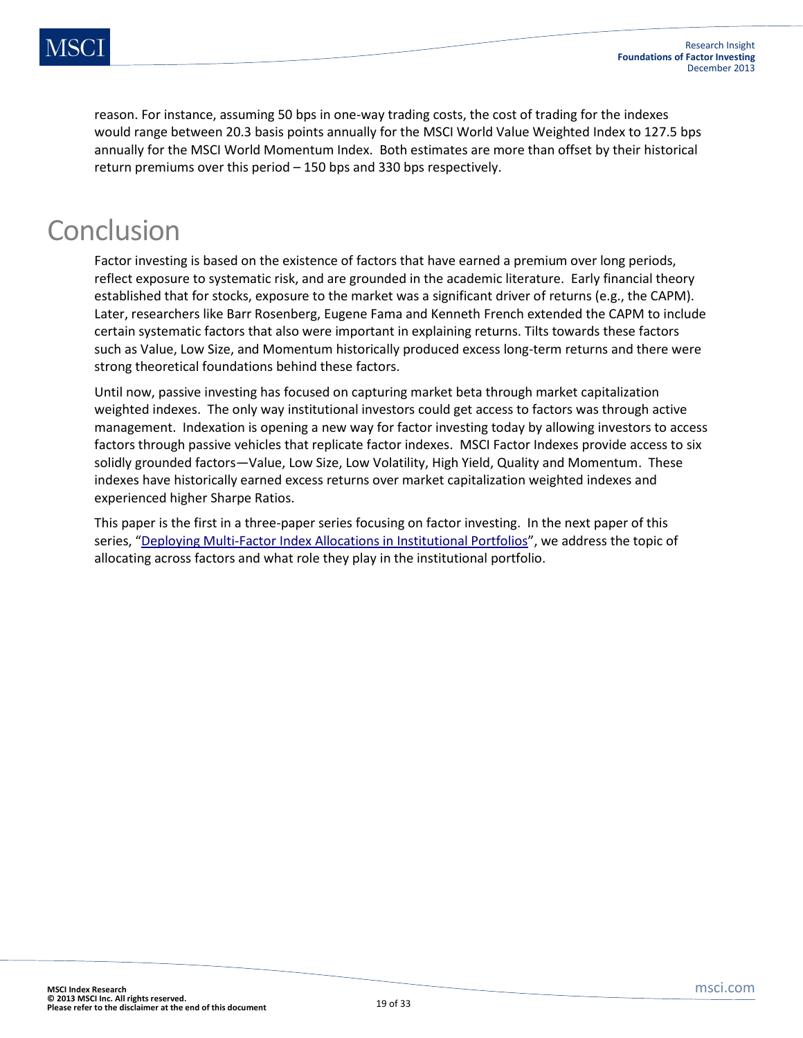reason. For instance, assuming 50 bps in one-way trading costs, the cost of trading for the indexes would range between 20.3 basis points annually for the MSCI World Value Weighted Index to 127.5 bps annually for the MSCI World Momentum Index. Both estimates are more than offset by their historical return premiums over this period – 150 bps and 330 bps respectively.

# Conclusion

Factor investing is based on the existence of factors that have earned a premium over long periods, reflect exposure to systematic risk, and are grounded in the academic literature. Early financial theory established that for stocks, exposure to the market was a significant driver of returns (e.g., the CAPM). Later, researchers like Barr Rosenberg, Eugene Fama and Kenneth French extended the CAPM to include certain systematic factors that also were important in explaining returns. Tilts towards these factors such as Value, Low Size, and Momentum historically produced excess long-term returns and there were strong theoretical foundations behind these factors.

Until now, passive investing has focused on capturing market beta through market capitalization weighted indexes. The only way institutional investors could get access to factors was through active management. Indexation is opening a new way for factor investing today by allowing investors to access factors through passive vehicles that replicate factor indexes. MSCI Factor Indexes provide access to six solidly grounded factors—Value, Low Size, Low Volatility, High Yield, Quality and Momentum. These indexes have historically earned excess returns over market capitalization weighted indexes and experienced higher Sharpe Ratios.

This paper is the first in a three-paper series focusing on factor investing. In the next paper of this series, "Deploying Multi-Factor Index Allocations in Institutional Portfolios", we address the topic of allocating across factors and what role they play in the institutional portfolio.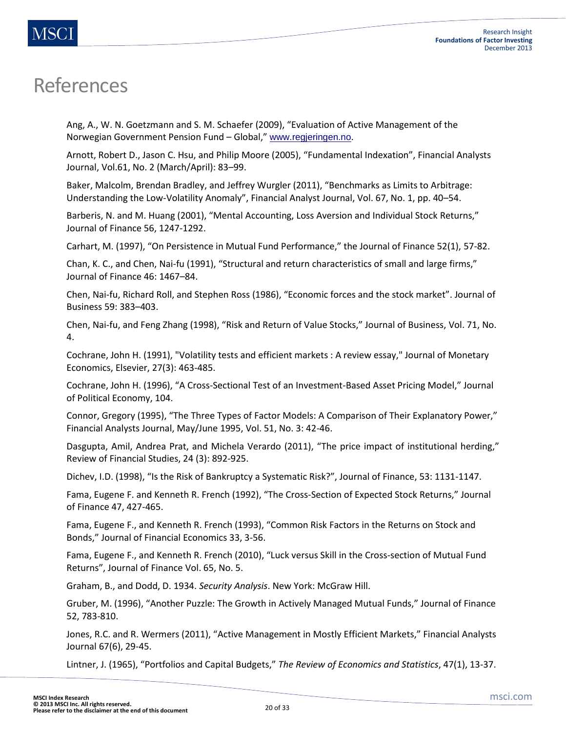# References

Ang, A., W. N. Goetzmann and S. M. Schaefer (2009), "Evaluation of Active Management of the Norwegian Government Pension Fund – Global," www.regjeringen.no.

Arnott, Robert D., Jason C. Hsu, and Philip Moore (2005), "Fundamental Indexation", Financial Analysts Journal, Vol.61, No. 2 (March/April): 83–99.

Baker, Malcolm, Brendan Bradley, and Jeffrey Wurgler (2011), "Benchmarks as Limits to Arbitrage: Understanding the Low-Volatility Anomaly", Financial Analyst Journal, Vol. 67, No. 1, pp. 40–54.

Barberis, N. and M. Huang (2001), "Mental Accounting, Loss Aversion and Individual Stock Returns," Journal of Finance 56, 1247-1292.

Carhart, M. (1997), "On Persistence in Mutual Fund Performance," the Journal of Finance 52(1), 57-82.

Chan, K. C., and Chen, Nai-fu (1991), "Structural and return characteristics of small and large firms," Journal of Finance 46: 1467–84.

Chen, Nai-fu, Richard Roll, and Stephen Ross (1986), "Economic forces and the stock market". Journal of Business 59: 383–403.

Chen, Nai-fu, and Feng Zhang (1998), "Risk and Return of Value Stocks," Journal of Business, Vol. 71, No. 4.

Cochrane, John H. (1991), "Volatility tests and efficient markets : A review essay," Journal of Monetary Economics, Elsevier, 27(3): 463-485.

Cochrane, John H. (1996), "A Cross-Sectional Test of an Investment-Based Asset Pricing Model," Journal of Political Economy, 104.

Connor, Gregory (1995), "The Three Types of Factor Models: A Comparison of Their Explanatory Power," Financial Analysts Journal, May/June 1995, Vol. 51, No. 3: 42-46.

Dasgupta, Amil, Andrea Prat, and Michela Verardo (2011), "The price impact of institutional herding," Review of Financial Studies, 24 (3): 892-925.

Dichev, I.D. (1998), "Is the Risk of Bankruptcy a Systematic Risk?", Journal of Finance, 53: 1131-1147.

Fama, Eugene F. and Kenneth R. French (1992), "The Cross-Section of Expected Stock Returns," Journal of Finance 47, 427-465.

Fama, Eugene F., and Kenneth R. French (1993), "Common Risk Factors in the Returns on Stock and Bonds," Journal of Financial Economics 33, 3-56.

Fama, Eugene F., and Kenneth R. French (2010), "Luck versus Skill in the Cross-section of Mutual Fund Returns", Journal of Finance Vol. 65, No. 5.

Graham, B., and Dodd, D. 1934. *Security Analysis*. New York: McGraw Hill.

Gruber, M. (1996), "Another Puzzle: The Growth in Actively Managed Mutual Funds," Journal of Finance 52, 783-810.

Jones, R.C. and R. Wermers (2011), "Active Management in Mostly Efficient Markets," Financial Analysts Journal 67(6), 29-45.

Lintner, J. (1965), "Portfolios and Capital Budgets," *The Review of Economics and Statistics*, 47(1), 13-37.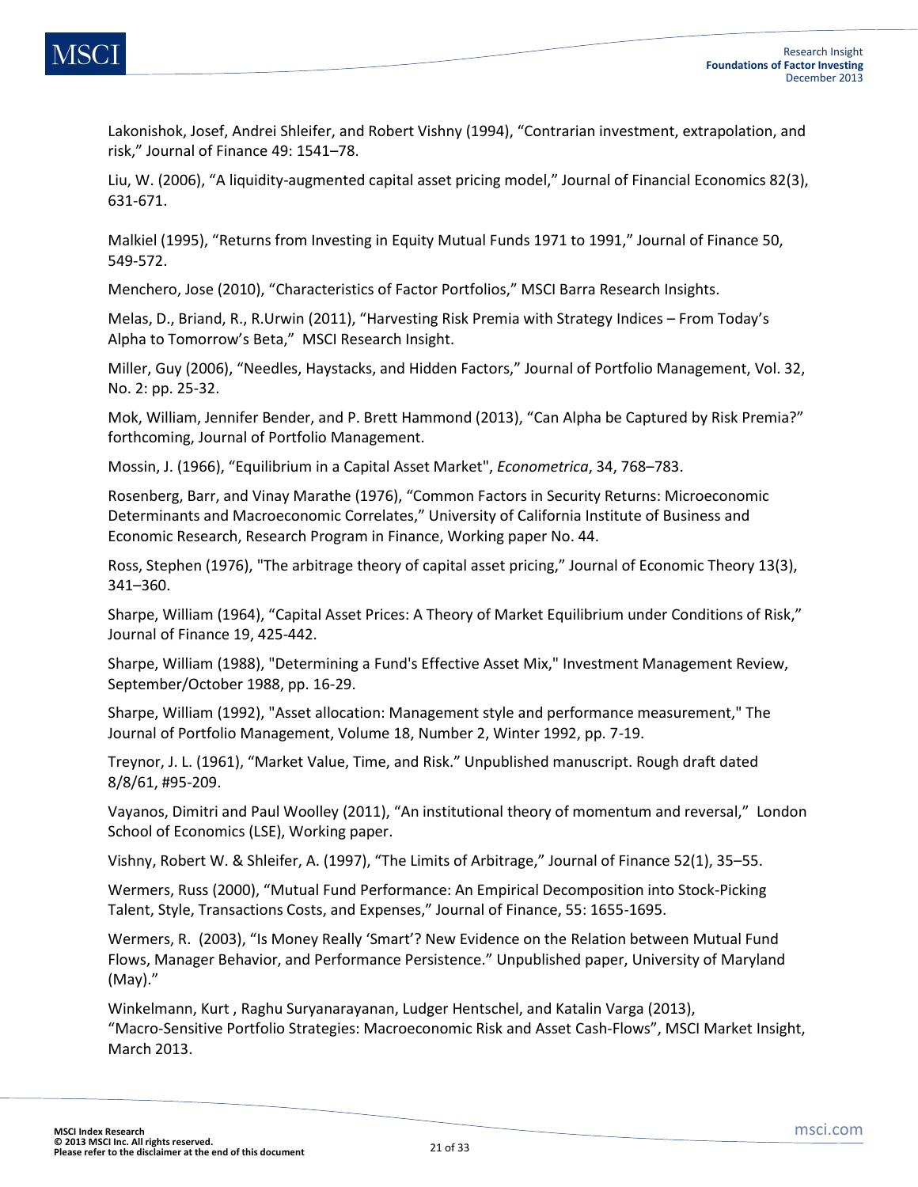Lakonishok, Josef, Andrei Shleifer, and Robert Vishny (1994), "Contrarian investment, extrapolation, and risk," Journal of Finance 49: 1541–78.

Liu, W. (2006), "A liquidity-augmented capital asset pricing model," Journal of Financial Economics 82(3), 631-671.

Malkiel (1995), "Returns from Investing in Equity Mutual Funds 1971 to 1991," Journal of Finance 50, 549-572.

Menchero, Jose (2010), "Characteristics of Factor Portfolios," MSCI Barra Research Insights.

Melas, D., Briand, R., R.Urwin (2011), "Harvesting Risk Premia with Strategy Indices – From Today's Alpha to Tomorrow's Beta," MSCI Research Insight.

Miller, Guy (2006), "Needles, Haystacks, and Hidden Factors," Journal of Portfolio Management, Vol. 32, No. 2: pp. 25-32.

Mok, William, Jennifer Bender, and P. Brett Hammond (2013), "Can Alpha be Captured by Risk Premia?" forthcoming, Journal of Portfolio Management.

Mossin, J. (1966), "Equilibrium in a Capital Asset Market", *Econometrica*, 34, 768–783.

Rosenberg, Barr, and Vinay Marathe (1976), "Common Factors in Security Returns: Microeconomic Determinants and Macroeconomic Correlates," University of California Institute of Business and Economic Research, Research Program in Finance, Working paper No. 44.

Ross, Stephen (1976), "The arbitrage theory of capital asset pricing," Journal of Economic Theory 13(3), 341–360.

Sharpe, William (1964), "Capital Asset Prices: A Theory of Market Equilibrium under Conditions of Risk," Journal of Finance 19, 425-442.

Sharpe, William (1988), "Determining a Fund's Effective Asset Mix," Investment Management Review, September/October 1988, pp. 16-29.

Sharpe, William (1992), "Asset allocation: Management style and performance measurement," The Journal of Portfolio Management, Volume 18, Number 2, Winter 1992, pp. 7-19.

Treynor, J. L. (1961), "Market Value, Time, and Risk." Unpublished manuscript. Rough draft dated 8/8/61, #95-209.

Vayanos, Dimitri and Paul Woolley (2011), "An institutional theory of momentum and reversal," London School of Economics (LSE), Working paper.

Vishny, Robert W. & Shleifer, A. (1997), "The Limits of Arbitrage," Journal of Finance 52(1), 35–55.

Wermers, Russ (2000), "Mutual Fund Performance: An Empirical Decomposition into Stock-Picking Talent, Style, Transactions Costs, and Expenses," Journal of Finance, 55: 1655-1695.

Wermers, R. (2003), "Is Money Really 'Smart'? New Evidence on the Relation between Mutual Fund Flows, Manager Behavior, and Performance Persistence." Unpublished paper, University of Maryland (May)."

Winkelmann, Kurt , Raghu Suryanarayanan, Ludger Hentschel, and Katalin Varga (2013), "Macro-Sensitive Portfolio Strategies: Macroeconomic Risk and Asset Cash-Flows", MSCI Market Insight, March 2013.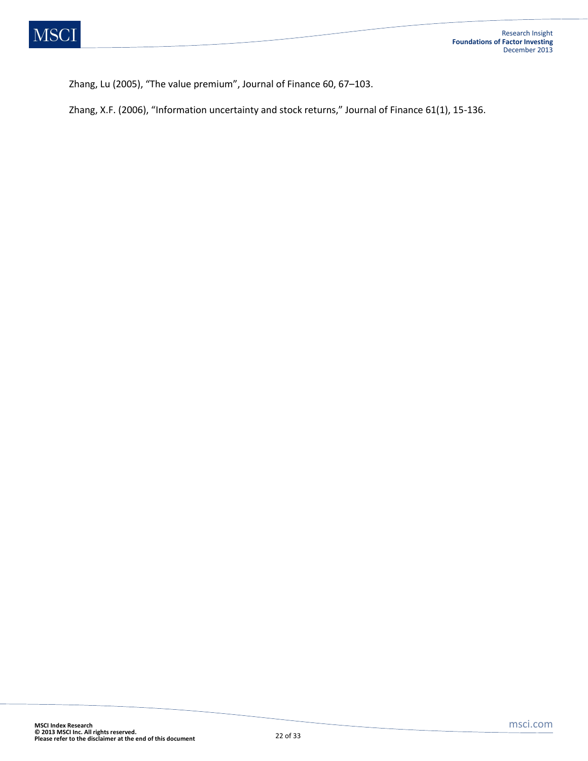Zhang, Lu (2005), “The value premium”, Journal of Finance 60, 67–103.

Zhang, X.F. (2006), “Information uncertainty and stock returns,” Journal of Finance 61(1), 15-136.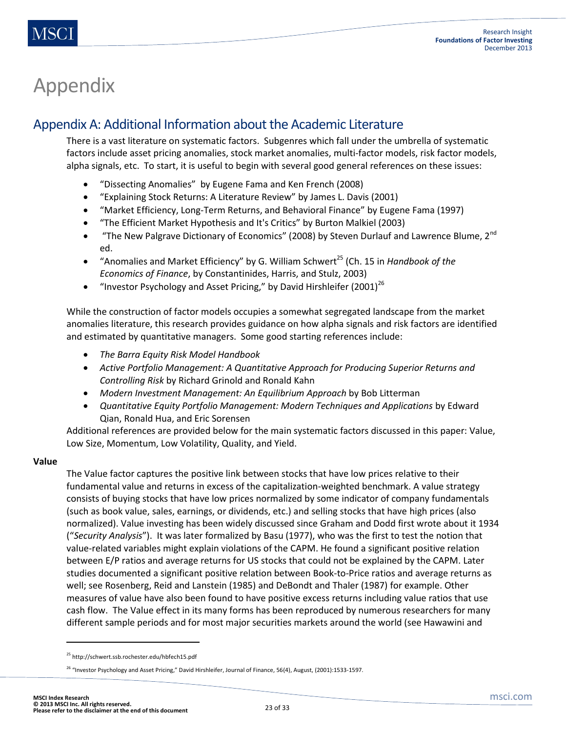# Appendix

## Appendix A: Additional Information about the Academic Literature

There is a vast literature on systematic factors. Subgenres which fall under the umbrella of systematic factors include asset pricing anomalies, stock market anomalies, multi-factor models, risk factor models, alpha signals, etc. To start, it is useful to begin with several good general references on these issues:

- "Dissecting Anomalies" by Eugene Fama and Ken French (2008)
- "Explaining Stock Returns: A Literature Review" by James L. Davis (2001)
- "Market Efficiency, Long-Term Returns, and Behavioral Finance" by Eugene Fama (1997)
- "The Efficient Market Hypothesis and It's Critics" by Burton Malkiel (2003)
- "The New Palgrave Dictionary of Economics" (2008) by Steven Durlauf and Lawrence Blume, 2nd ed.
- "Anomalies and Market Efficiency" by G. William Schwert[25] (Ch. 15 in *Handbook of the Economics of Finance*, by Constantinides, Harris, and Stulz, 2003)
- "Investor Psychology and Asset Pricing," by David Hirshleifer (2001)[26]

While the construction of factor models occupies a somewhat segregated landscape from the market anomalies literature, this research provides guidance on how alpha signals and risk factors are identified and estimated by quantitative managers. Some good starting references include:

- *The Barra Equity Risk Model Handbook*
- *Active Portfolio Management: A Quantitative Approach for Producing Superior Returns and Controlling Risk* by Richard Grinold and Ronald Kahn
- *Modern Investment Management: An Equilibrium Approach* by Bob Litterman
- *Quantitative Equity Portfolio Management: Modern Techniques and Applications* by Edward Qian, Ronald Hua, and Eric Sorensen

Additional references are provided below for the main systematic factors discussed in this paper: Value, Low Size, Momentum, Low Volatility, Quality, and Yield.

**Value**

The Value factor captures the positive link between stocks that have low prices relative to their fundamental value and returns in excess of the capitalization-weighted benchmark. A value strategy consists of buying stocks that have low prices normalized by some indicator of company fundamentals (such as book value, sales, earnings, or dividends, etc.) and selling stocks that have high prices (also normalized). Value investing has been widely discussed since Graham and Dodd first wrote about it 1934 ("*Security Analysis*"). It was later formalized by Basu (1977), who was the first to test the notion that value-related variables might explain violations of the CAPM. He found a significant positive relation between E/P ratios and average returns for US stocks that could not be explained by the CAPM. Later studies documented a significant positive relation between Book-to-Price ratios and average returns as well; see Rosenberg, Reid and Lanstein (1985) and DeBondt and Thaler (1987) for example. Other measures of value have also been found to have positive excess returns including value ratios that use cash flow. The Value effect in its many forms has been reproduced by numerous researchers for many different sample periods and for most major securities markets around the world (see Hawawini and

---

[25] http://schwert.ssb.rochester.edu/hbfech15.pdf

[26] "Investor Psychology and Asset Pricing," David Hirshleifer, Journal of Finance, 56(4), August, (2001):1533-1597.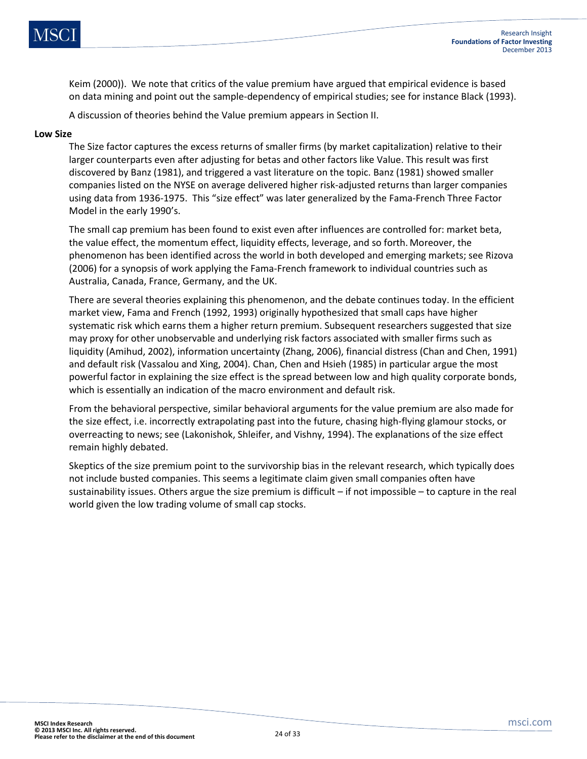Keim (2000)). We note that critics of the value premium have argued that empirical evidence is based on data mining and point out the sample-dependency of empirical studies; see for instance Black (1993).

A discussion of theories behind the Value premium appears in Section II.

**Low Size**

The Size factor captures the excess returns of smaller firms (by market capitalization) relative to their larger counterparts even after adjusting for betas and other factors like Value. This result was first discovered by Banz (1981), and triggered a vast literature on the topic. Banz (1981) showed smaller companies listed on the NYSE on average delivered higher risk-adjusted returns than larger companies using data from 1936-1975. This "size effect" was later generalized by the Fama-French Three Factor Model in the early 1990's.

The small cap premium has been found to exist even after influences are controlled for: market beta, the value effect, the momentum effect, liquidity effects, leverage, and so forth. Moreover, the phenomenon has been identified across the world in both developed and emerging markets; see Rizova (2006) for a synopsis of work applying the Fama-French framework to individual countries such as Australia, Canada, France, Germany, and the UK.

There are several theories explaining this phenomenon, and the debate continues today. In the efficient market view, Fama and French (1992, 1993) originally hypothesized that small caps have higher systematic risk which earns them a higher return premium. Subsequent researchers suggested that size may proxy for other unobservable and underlying risk factors associated with smaller firms such as liquidity (Amihud, 2002), information uncertainty (Zhang, 2006), financial distress (Chan and Chen, 1991) and default risk (Vassalou and Xing, 2004). Chan, Chen and Hsieh (1985) in particular argue the most powerful factor in explaining the size effect is the spread between low and high quality corporate bonds, which is essentially an indication of the macro environment and default risk.

From the behavioral perspective, similar behavioral arguments for the value premium are also made for the size effect, i.e. incorrectly extrapolating past into the future, chasing high-flying glamour stocks, or overreacting to news; see (Lakonishok, Shleifer, and Vishny, 1994). The explanations of the size effect remain highly debated.

Skeptics of the size premium point to the survivorship bias in the relevant research, which typically does not include busted companies. This seems a legitimate claim given small companies often have sustainability issues. Others argue the size premium is difficult – if not impossible – to capture in the real world given the low trading volume of small cap stocks.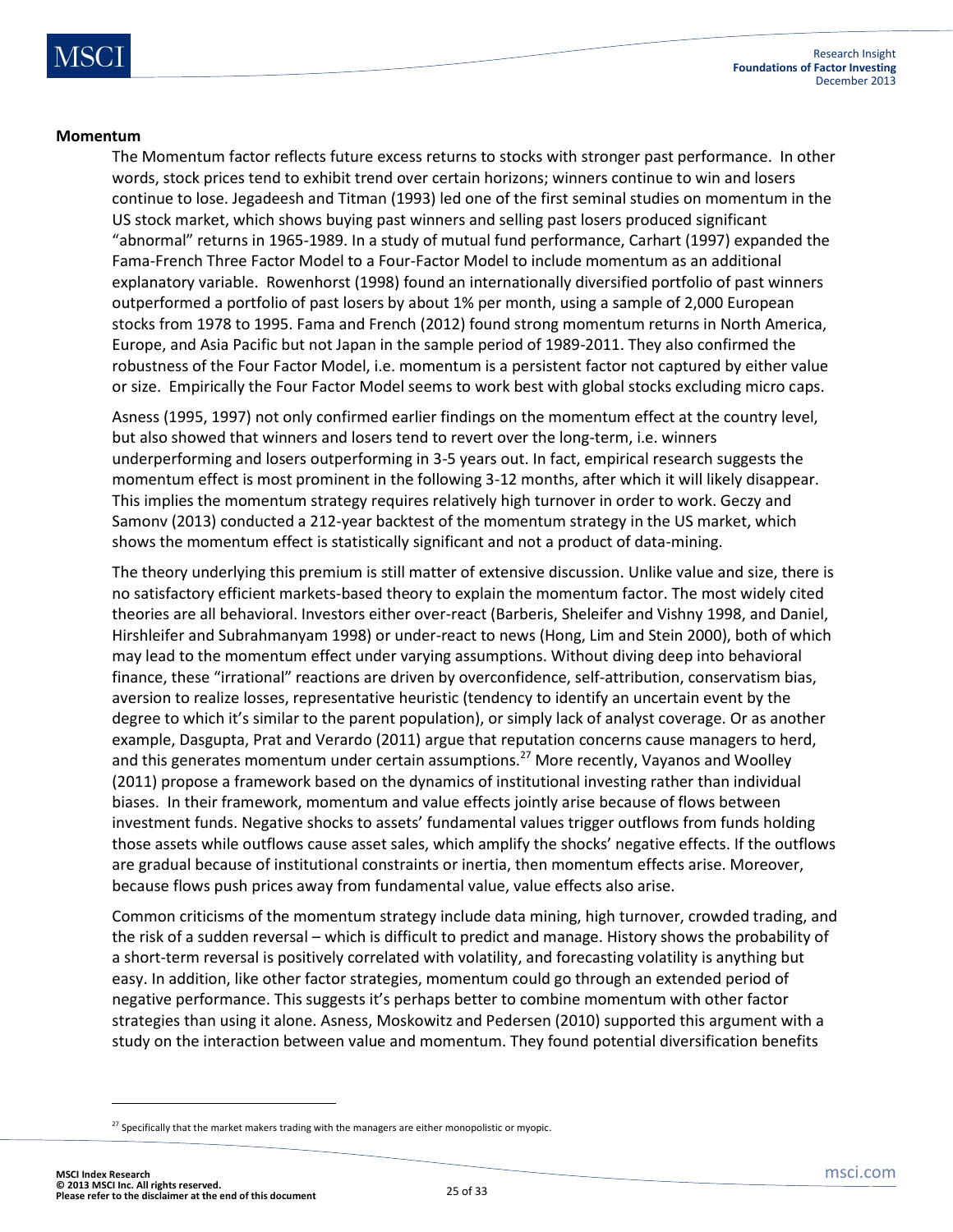**Momentum**

The Momentum factor reflects future excess returns to stocks with stronger past performance. In other words, stock prices tend to exhibit trend over certain horizons; winners continue to win and losers continue to lose. Jegadeesh and Titman (1993) led one of the first seminal studies on momentum in the US stock market, which shows buying past winners and selling past losers produced significant "abnormal" returns in 1965-1989. In a study of mutual fund performance, Carhart (1997) expanded the Fama-French Three Factor Model to a Four-Factor Model to include momentum as an additional explanatory variable. Rowenhorst (1998) found an internationally diversified portfolio of past winners outperformed a portfolio of past losers by about 1% per month, using a sample of 2,000 European stocks from 1978 to 1995. Fama and French (2012) found strong momentum returns in North America, Europe, and Asia Pacific but not Japan in the sample period of 1989-2011. They also confirmed the robustness of the Four Factor Model, i.e. momentum is a persistent factor not captured by either value or size. Empirically the Four Factor Model seems to work best with global stocks excluding micro caps.

Asness (1995, 1997) not only confirmed earlier findings on the momentum effect at the country level, but also showed that winners and losers tend to revert over the long-term, i.e. winners underperforming and losers outperforming in 3-5 years out. In fact, empirical research suggests the momentum effect is most prominent in the following 3-12 months, after which it will likely disappear. This implies the momentum strategy requires relatively high turnover in order to work. Geczy and Samonv (2013) conducted a 212-year backtest of the momentum strategy in the US market, which shows the momentum effect is statistically significant and not a product of data-mining.

The theory underlying this premium is still matter of extensive discussion. Unlike value and size, there is no satisfactory efficient markets-based theory to explain the momentum factor. The most widely cited theories are all behavioral. Investors either over-react (Barberis, Sheleifer and Vishny 1998, and Daniel, Hirshleifer and Subrahmanyam 1998) or under-react to news (Hong, Lim and Stein 2000), both of which may lead to the momentum effect under varying assumptions. Without diving deep into behavioral finance, these "irrational" reactions are driven by overconfidence, self-attribution, conservatism bias, aversion to realize losses, representative heuristic (tendency to identify an uncertain event by the degree to which it's similar to the parent population), or simply lack of analyst coverage. Or as another example, Dasgupta, Prat and Verardo (2011) argue that reputation concerns cause managers to herd, and this generates momentum under certain assumptions.[27] More recently, Vayanos and Woolley (2011) propose a framework based on the dynamics of institutional investing rather than individual biases. In their framework, momentum and value effects jointly arise because of flows between investment funds. Negative shocks to assets' fundamental values trigger outflows from funds holding those assets while outflows cause asset sales, which amplify the shocks' negative effects. If the outflows are gradual because of institutional constraints or inertia, then momentum effects arise. Moreover, because flows push prices away from fundamental value, value effects also arise.

Common criticisms of the momentum strategy include data mining, high turnover, crowded trading, and the risk of a sudden reversal – which is difficult to predict and manage. History shows the probability of a short-term reversal is positively correlated with volatility, and forecasting volatility is anything but easy. In addition, like other factor strategies, momentum could go through an extended period of negative performance. This suggests it's perhaps better to combine momentum with other factor strategies than using it alone. Asness, Moskowitz and Pedersen (2010) supported this argument with a study on the interaction between value and momentum. They found potential diversification benefits

[27] Specifically that the market makers trading with the managers are either monopolistic or myopic.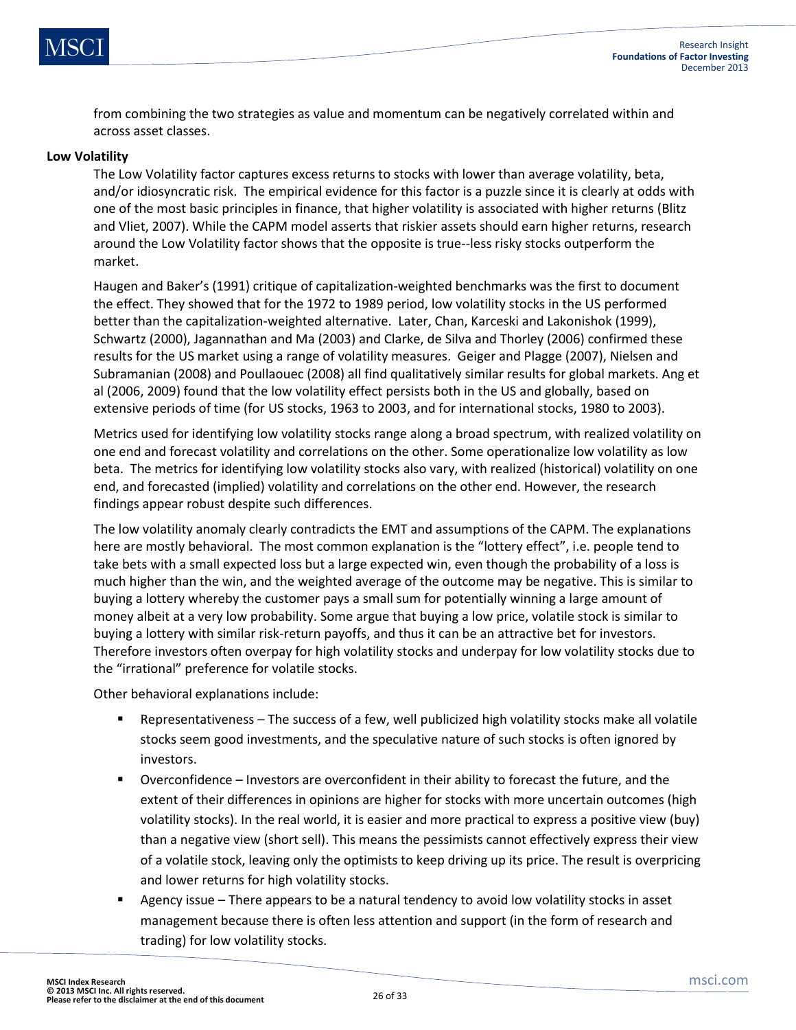from combining the two strategies as value and momentum can be negatively correlated within and across asset classes.

**Low Volatility**

The Low Volatility factor captures excess returns to stocks with lower than average volatility, beta, and/or idiosyncratic risk. The empirical evidence for this factor is a puzzle since it is clearly at odds with one of the most basic principles in finance, that higher volatility is associated with higher returns (Blitz and Vliet, 2007). While the CAPM model asserts that riskier assets should earn higher returns, research around the Low Volatility factor shows that the opposite is true--less risky stocks outperform the market.

Haugen and Baker's (1991) critique of capitalization-weighted benchmarks was the first to document the effect. They showed that for the 1972 to 1989 period, low volatility stocks in the US performed better than the capitalization-weighted alternative. Later, Chan, Karceski and Lakonishok (1999), Schwartz (2000), Jagannathan and Ma (2003) and Clarke, de Silva and Thorley (2006) confirmed these results for the US market using a range of volatility measures. Geiger and Plagge (2007), Nielsen and Subramanian (2008) and Poullaouec (2008) all find qualitatively similar results for global markets. Ang et al (2006, 2009) found that the low volatility effect persists both in the US and globally, based on extensive periods of time (for US stocks, 1963 to 2003, and for international stocks, 1980 to 2003).

Metrics used for identifying low volatility stocks range along a broad spectrum, with realized volatility on one end and forecast volatility and correlations on the other. Some operationalize low volatility as low beta. The metrics for identifying low volatility stocks also vary, with realized (historical) volatility on one end, and forecasted (implied) volatility and correlations on the other end. However, the research findings appear robust despite such differences.

The low volatility anomaly clearly contradicts the EMT and assumptions of the CAPM. The explanations here are mostly behavioral. The most common explanation is the "lottery effect", i.e. people tend to take bets with a small expected loss but a large expected win, even though the probability of a loss is much higher than the win, and the weighted average of the outcome may be negative. This is similar to buying a lottery whereby the customer pays a small sum for potentially winning a large amount of money albeit at a very low probability. Some argue that buying a low price, volatile stock is similar to buying a lottery with similar risk-return payoffs, and thus it can be an attractive bet for investors. Therefore investors often overpay for high volatility stocks and underpay for low volatility stocks due to the "irrational" preference for volatile stocks.

Other behavioral explanations include:

- Representativeness – The success of a few, well publicized high volatility stocks make all volatile stocks seem good investments, and the speculative nature of such stocks is often ignored by investors.
- Overconfidence – Investors are overconfident in their ability to forecast the future, and the extent of their differences in opinions are higher for stocks with more uncertain outcomes (high volatility stocks). In the real world, it is easier and more practical to express a positive view (buy) than a negative view (short sell). This means the pessimists cannot effectively express their view of a volatile stock, leaving only the optimists to keep driving up its price. The result is overpricing and lower returns for high volatility stocks.
- Agency issue – There appears to be a natural tendency to avoid low volatility stocks in asset management because there is often less attention and support (in the form of research and trading) for low volatility stocks.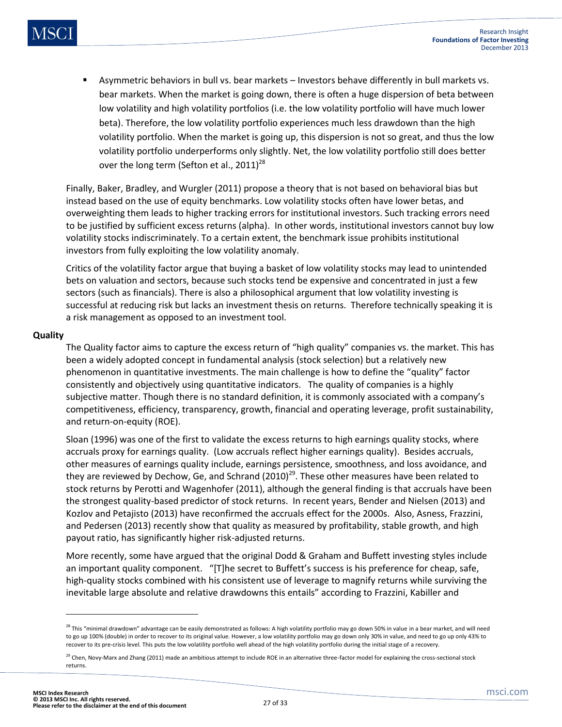- Asymmetric behaviors in bull vs. bear markets – Investors behave differently in bull markets vs. bear markets. When the market is going down, there is often a huge dispersion of beta between low volatility and high volatility portfolios (i.e. the low volatility portfolio will have much lower beta). Therefore, the low volatility portfolio experiences much less drawdown than the high volatility portfolio. When the market is going up, this dispersion is not so great, and thus the low volatility portfolio underperforms only slightly. Net, the low volatility portfolio still does better over the long term (Sefton et al., 2011)[28]

Finally, Baker, Bradley, and Wurgler (2011) propose a theory that is not based on behavioral bias but instead based on the use of equity benchmarks. Low volatility stocks often have lower betas, and overweighting them leads to higher tracking errors for institutional investors. Such tracking errors need to be justified by sufficient excess returns (alpha). In other words, institutional investors cannot buy low volatility stocks indiscriminately. To a certain extent, the benchmark issue prohibits institutional investors from fully exploiting the low volatility anomaly.

Critics of the volatility factor argue that buying a basket of low volatility stocks may lead to unintended bets on valuation and sectors, because such stocks tend be expensive and concentrated in just a few sectors (such as financials). There is also a philosophical argument that low volatility investing is successful at reducing risk but lacks an investment thesis on returns. Therefore technically speaking it is a risk management as opposed to an investment tool.

**Quality**

The Quality factor aims to capture the excess return of "high quality" companies vs. the market. This has been a widely adopted concept in fundamental analysis (stock selection) but a relatively new phenomenon in quantitative investments. The main challenge is how to define the "quality" factor consistently and objectively using quantitative indicators. The quality of companies is a highly subjective matter. Though there is no standard definition, it is commonly associated with a company's competitiveness, efficiency, transparency, growth, financial and operating leverage, profit sustainability, and return-on-equity (ROE).

Sloan (1996) was one of the first to validate the excess returns to high earnings quality stocks, where accruals proxy for earnings quality. (Low accruals reflect higher earnings quality). Besides accruals, other measures of earnings quality include, earnings persistence, smoothness, and loss avoidance, and they are reviewed by Dechow, Ge, and Schrand (2010)[29]. These other measures have been related to stock returns by Perotti and Wagenhofer (2011), although the general finding is that accruals have been the strongest quality-based predictor of stock returns. In recent years, Bender and Nielsen (2013) and Kozlov and Petajisto (2013) have reconfirmed the accruals effect for the 2000s. Also, Asness, Frazzini, and Pedersen (2013) recently show that quality as measured by profitability, stable growth, and high payout ratio, has significantly higher risk-adjusted returns.

More recently, some have argued that the original Dodd & Graham and Buffett investing styles include an important quality component. "[T]he secret to Buffett's success is his preference for cheap, safe, high-quality stocks combined with his consistent use of leverage to magnify returns while surviving the inevitable large absolute and relative drawdowns this entails" according to Frazzini, Kabiller and

---

[28] This "minimal drawdown" advantage can be easily demonstrated as follows: A high volatility portfolio may go down 50% in value in a bear market, and will need to go up 100% (double) in order to recover to its original value. However, a low volatility portfolio may go down only 30% in value, and need to go up only 43% to recover to its pre-crisis level. This puts the low volatility portfolio well ahead of the high volatility portfolio during the initial stage of a recovery.

[29] Chen, Novy-Marx and Zhang (2011) made an ambitious attempt to include ROE in an alternative three-factor model for explaining the cross-sectional stock returns.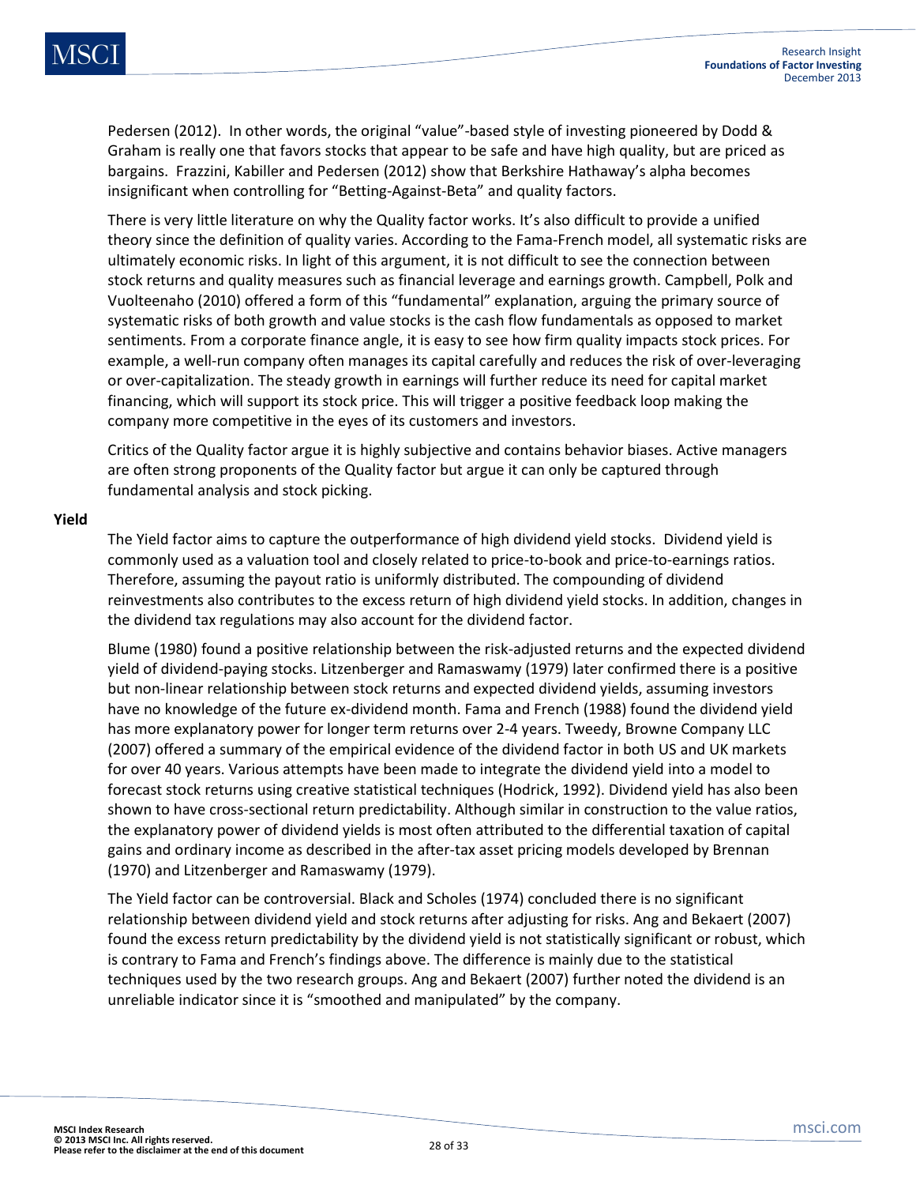Pedersen (2012). In other words, the original "value"-based style of investing pioneered by Dodd & Graham is really one that favors stocks that appear to be safe and have high quality, but are priced as bargains. Frazzini, Kabiller and Pedersen (2012) show that Berkshire Hathaway's alpha becomes insignificant when controlling for "Betting-Against-Beta" and quality factors.

There is very little literature on why the Quality factor works. It's also difficult to provide a unified theory since the definition of quality varies. According to the Fama-French model, all systematic risks are ultimately economic risks. In light of this argument, it is not difficult to see the connection between stock returns and quality measures such as financial leverage and earnings growth. Campbell, Polk and Vuolteenaho (2010) offered a form of this "fundamental" explanation, arguing the primary source of systematic risks of both growth and value stocks is the cash flow fundamentals as opposed to market sentiments. From a corporate finance angle, it is easy to see how firm quality impacts stock prices. For example, a well-run company often manages its capital carefully and reduces the risk of over-leveraging or over-capitalization. The steady growth in earnings will further reduce its need for capital market financing, which will support its stock price. This will trigger a positive feedback loop making the company more competitive in the eyes of its customers and investors.

Critics of the Quality factor argue it is highly subjective and contains behavior biases. Active managers are often strong proponents of the Quality factor but argue it can only be captured through fundamental analysis and stock picking.

**Yield**

The Yield factor aims to capture the outperformance of high dividend yield stocks. Dividend yield is commonly used as a valuation tool and closely related to price-to-book and price-to-earnings ratios. Therefore, assuming the payout ratio is uniformly distributed. The compounding of dividend reinvestments also contributes to the excess return of high dividend yield stocks. In addition, changes in the dividend tax regulations may also account for the dividend factor.

Blume (1980) found a positive relationship between the risk-adjusted returns and the expected dividend yield of dividend-paying stocks. Litzenberger and Ramaswamy (1979) later confirmed there is a positive but non-linear relationship between stock returns and expected dividend yields, assuming investors have no knowledge of the future ex-dividend month. Fama and French (1988) found the dividend yield has more explanatory power for longer term returns over 2-4 years. Tweedy, Browne Company LLC (2007) offered a summary of the empirical evidence of the dividend factor in both US and UK markets for over 40 years. Various attempts have been made to integrate the dividend yield into a model to forecast stock returns using creative statistical techniques (Hodrick, 1992). Dividend yield has also been shown to have cross-sectional return predictability. Although similar in construction to the value ratios, the explanatory power of dividend yields is most often attributed to the differential taxation of capital gains and ordinary income as described in the after-tax asset pricing models developed by Brennan (1970) and Litzenberger and Ramaswamy (1979).

The Yield factor can be controversial. Black and Scholes (1974) concluded there is no significant relationship between dividend yield and stock returns after adjusting for risks. Ang and Bekaert (2007) found the excess return predictability by the dividend yield is not statistically significant or robust, which is contrary to Fama and French's findings above. The difference is mainly due to the statistical techniques used by the two research groups. Ang and Bekaert (2007) further noted the dividend is an unreliable indicator since it is "smoothed and manipulated" by the company.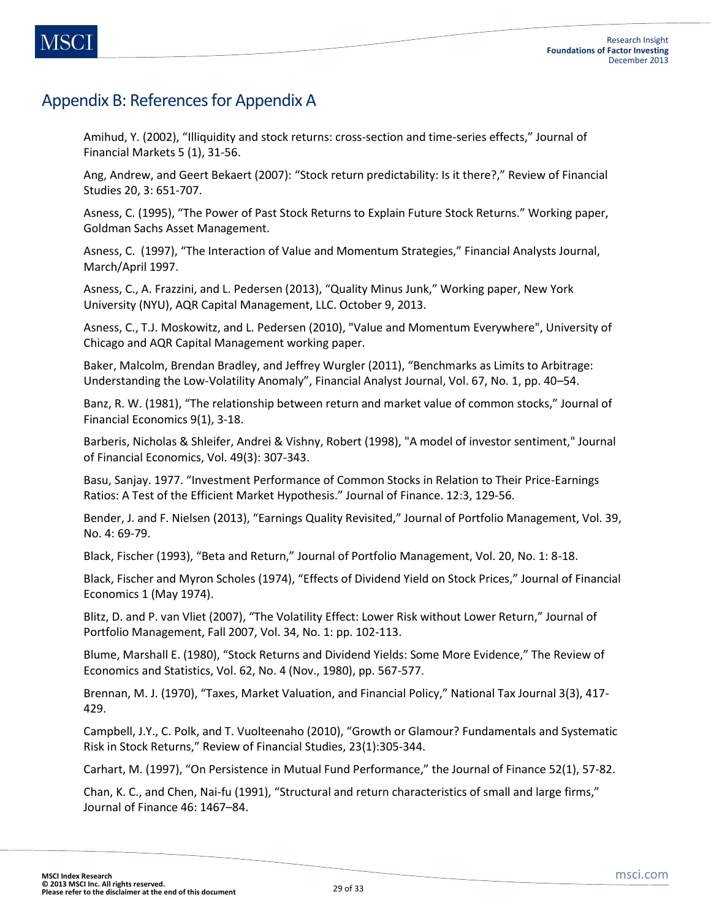## Appendix B: References for Appendix A

Amihud, Y. (2002), "Illiquidity and stock returns: cross-section and time-series effects," Journal of Financial Markets 5 (1), 31-56.

Ang, Andrew, and Geert Bekaert (2007): "Stock return predictability: Is it there?," Review of Financial Studies 20, 3: 651-707.

Asness, C. (1995), "The Power of Past Stock Returns to Explain Future Stock Returns." Working paper, Goldman Sachs Asset Management.

Asness, C. (1997), "The Interaction of Value and Momentum Strategies," Financial Analysts Journal, March/April 1997.

Asness, C., A. Frazzini, and L. Pedersen (2013), "Quality Minus Junk," Working paper, New York University (NYU), AQR Capital Management, LLC. October 9, 2013.

Asness, C., T.J. Moskowitz, and L. Pedersen (2010), "Value and Momentum Everywhere", University of Chicago and AQR Capital Management working paper.

Baker, Malcolm, Brendan Bradley, and Jeffrey Wurgler (2011), "Benchmarks as Limits to Arbitrage: Understanding the Low-Volatility Anomaly", Financial Analyst Journal, Vol. 67, No. 1, pp. 40–54.

Banz, R. W. (1981), "The relationship between return and market value of common stocks," Journal of Financial Economics 9(1), 3-18.

Barberis, Nicholas & Shleifer, Andrei & Vishny, Robert (1998), "A model of investor sentiment," Journal of Financial Economics, Vol. 49(3): 307-343.

Basu, Sanjay. 1977. "Investment Performance of Common Stocks in Relation to Their Price-Earnings Ratios: A Test of the Efficient Market Hypothesis." Journal of Finance. 12:3, 129-56.

Bender, J. and F. Nielsen (2013), "Earnings Quality Revisited," Journal of Portfolio Management, Vol. 39, No. 4: 69-79.

Black, Fischer (1993), "Beta and Return," Journal of Portfolio Management, Vol. 20, No. 1: 8-18.

Black, Fischer and Myron Scholes (1974), "Effects of Dividend Yield on Stock Prices," Journal of Financial Economics 1 (May 1974).

Blitz, D. and P. van Vliet (2007), "The Volatility Effect: Lower Risk without Lower Return," Journal of Portfolio Management, Fall 2007, Vol. 34, No. 1: pp. 102-113.

Blume, Marshall E. (1980), "Stock Returns and Dividend Yields: Some More Evidence," The Review of Economics and Statistics, Vol. 62, No. 4 (Nov., 1980), pp. 567-577.

Brennan, M. J. (1970), "Taxes, Market Valuation, and Financial Policy," National Tax Journal 3(3), 417-429.

Campbell, J.Y., C. Polk, and T. Vuolteenaho (2010), "Growth or Glamour? Fundamentals and Systematic Risk in Stock Returns," Review of Financial Studies, 23(1):305-344.

Carhart, M. (1997), "On Persistence in Mutual Fund Performance," the Journal of Finance 52(1), 57-82.

Chan, K. C., and Chen, Nai-fu (1991), "Structural and return characteristics of small and large firms," Journal of Finance 46: 1467–84.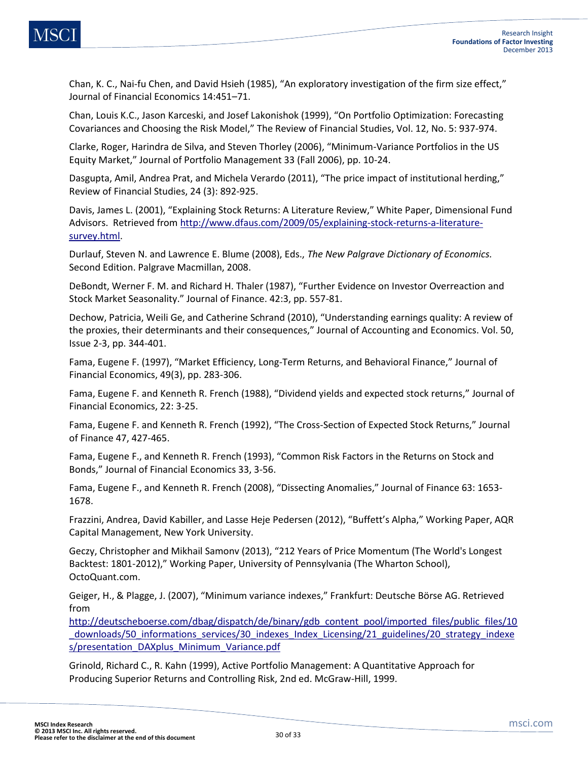Chan, K. C., Nai-fu Chen, and David Hsieh (1985), "An exploratory investigation of the firm size effect," Journal of Financial Economics 14:451–71.

Chan, Louis K.C., Jason Karceski, and Josef Lakonishok (1999), "On Portfolio Optimization: Forecasting Covariances and Choosing the Risk Model," The Review of Financial Studies, Vol. 12, No. 5: 937-974.

Clarke, Roger, Harindra de Silva, and Steven Thorley (2006), "Minimum-Variance Portfolios in the US Equity Market," Journal of Portfolio Management 33 (Fall 2006), pp. 10-24.

Dasgupta, Amil, Andrea Prat, and Michela Verardo (2011), "The price impact of institutional herding," Review of Financial Studies, 24 (3): 892-925.

Davis, James L. (2001), "Explaining Stock Returns: A Literature Review," White Paper, Dimensional Fund Advisors. Retrieved from [http://www.dfaus.com/2009/05/explaining-stock-returns-a-literature-survey.html](http://www.dfaus.com/2009/05/explaining-stock-returns-a-literature-survey.html).

Durlauf, Steven N. and Lawrence E. Blume (2008), Eds., *The New Palgrave Dictionary of Economics.* Second Edition. Palgrave Macmillan, 2008.

DeBondt, Werner F. M. and Richard H. Thaler (1987), "Further Evidence on Investor Overreaction and Stock Market Seasonality." Journal of Finance. 42:3, pp. 557-81.

Dechow, Patricia, Weili Ge, and Catherine Schrand (2010), "Understanding earnings quality: A review of the proxies, their determinants and their consequences," Journal of Accounting and Economics. Vol. 50, Issue 2-3, pp. 344-401.

Fama, Eugene F. (1997), "Market Efficiency, Long-Term Returns, and Behavioral Finance," Journal of Financial Economics, 49(3), pp. 283-306.

Fama, Eugene F. and Kenneth R. French (1988), "Dividend yields and expected stock returns," Journal of Financial Economics, 22: 3-25.

Fama, Eugene F. and Kenneth R. French (1992), "The Cross-Section of Expected Stock Returns," Journal of Finance 47, 427-465.

Fama, Eugene F., and Kenneth R. French (1993), "Common Risk Factors in the Returns on Stock and Bonds," Journal of Financial Economics 33, 3-56.

Fama, Eugene F., and Kenneth R. French (2008), "Dissecting Anomalies," Journal of Finance 63: 1653-1678.

Frazzini, Andrea, David Kabiller, and Lasse Heje Pedersen (2012), "Buffett's Alpha," Working Paper, AQR Capital Management, New York University.

Geczy, Christopher and Mikhail Samonv (2013), "212 Years of Price Momentum (The World's Longest Backtest: 1801-2012)," Working Paper, University of Pennsylvania (The Wharton School), OctoQuant.com.

Geiger, H., & Plagge, J. (2007), "Minimum variance indexes," Frankfurt: Deutsche Börse AG. Retrieved from [http://deutscheboerse.com/dbag/dispatch/de/binary/gdb_content_pool/imported_files/public_files/10_downloads/50_informations_services/30_indexes_Index_Licensing/21_guidelines/20_strategy_indexes/presentation_DAXplus_Minimum_Variance.pdf](http://deutscheboerse.com/dbag/dispatch/de/binary/gdb_content_pool/imported_files/public_files/10_downloads/50_informations_services/30_indexes_Index_Licensing/21_guidelines/20_strategy_indexes/presentation_DAXplus_Minimum_Variance.pdf)

Grinold, Richard C., R. Kahn (1999), Active Portfolio Management: A Quantitative Approach for Producing Superior Returns and Controlling Risk, 2nd ed. McGraw-Hill, 1999.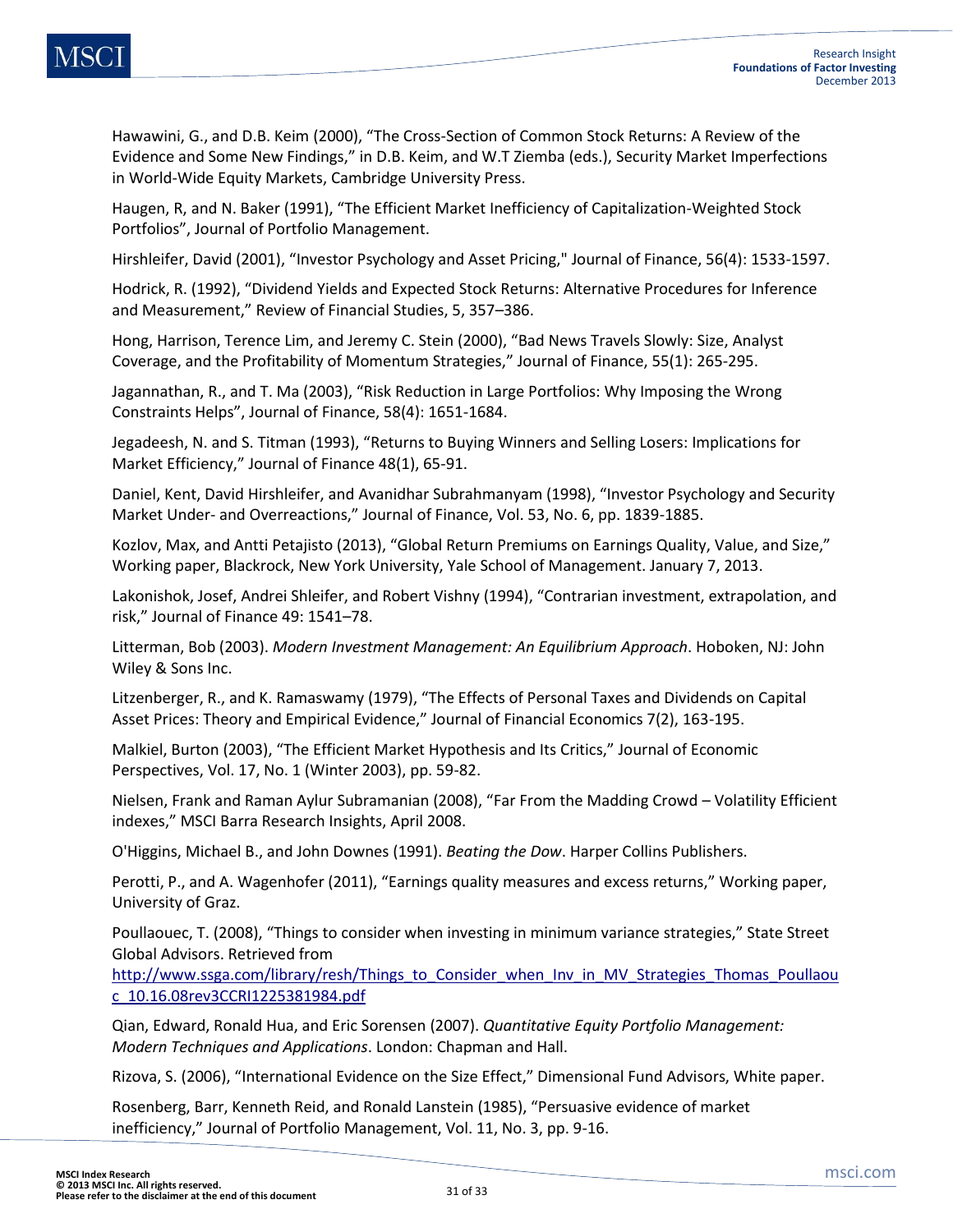Hawawini, G., and D.B. Keim (2000), "The Cross-Section of Common Stock Returns: A Review of the Evidence and Some New Findings," in D.B. Keim, and W.T Ziemba (eds.), Security Market Imperfections in World-Wide Equity Markets, Cambridge University Press.

Haugen, R, and N. Baker (1991), "The Efficient Market Inefficiency of Capitalization-Weighted Stock Portfolios", Journal of Portfolio Management.

Hirshleifer, David (2001), "Investor Psychology and Asset Pricing," Journal of Finance, 56(4): 1533-1597.

Hodrick, R. (1992), "Dividend Yields and Expected Stock Returns: Alternative Procedures for Inference and Measurement," Review of Financial Studies, 5, 357–386.

Hong, Harrison, Terence Lim, and Jeremy C. Stein (2000), "Bad News Travels Slowly: Size, Analyst Coverage, and the Profitability of Momentum Strategies," Journal of Finance, 55(1): 265-295.

Jagannathan, R., and T. Ma (2003), "Risk Reduction in Large Portfolios: Why Imposing the Wrong Constraints Helps", Journal of Finance, 58(4): 1651-1684.

Jegadeesh, N. and S. Titman (1993), "Returns to Buying Winners and Selling Losers: Implications for Market Efficiency," Journal of Finance 48(1), 65-91.

Daniel, Kent, David Hirshleifer, and Avanidhar Subrahmanyam (1998), "Investor Psychology and Security Market Under- and Overreactions," Journal of Finance, Vol. 53, No. 6, pp. 1839-1885.

Kozlov, Max, and Antti Petajisto (2013), "Global Return Premiums on Earnings Quality, Value, and Size," Working paper, Blackrock, New York University, Yale School of Management. January 7, 2013.

Lakonishok, Josef, Andrei Shleifer, and Robert Vishny (1994), "Contrarian investment, extrapolation, and risk," Journal of Finance 49: 1541–78.

Litterman, Bob (2003). *Modern Investment Management: An Equilibrium Approach*. Hoboken, NJ: John Wiley & Sons Inc.

Litzenberger, R., and K. Ramaswamy (1979), "The Effects of Personal Taxes and Dividends on Capital Asset Prices: Theory and Empirical Evidence," Journal of Financial Economics 7(2), 163-195.

Malkiel, Burton (2003), "The Efficient Market Hypothesis and Its Critics," Journal of Economic Perspectives, Vol. 17, No. 1 (Winter 2003), pp. 59-82.

Nielsen, Frank and Raman Aylur Subramanian (2008), "Far From the Madding Crowd – Volatility Efficient indexes," MSCI Barra Research Insights, April 2008.

O'Higgins, Michael B., and John Downes (1991). *Beating the Dow*. Harper Collins Publishers.

Perotti, P., and A. Wagenhofer (2011), "Earnings quality measures and excess returns," Working paper, University of Graz.

Poullaouec, T. (2008), "Things to consider when investing in minimum variance strategies," State Street Global Advisors. Retrieved from http://www.ssga.com/library/resh/Things_to_Consider_when_Inv_in_MV_Strategies_Thomas_Poullaouc_10.16.08rev3CCRI1225381984.pdf

Qian, Edward, Ronald Hua, and Eric Sorensen (2007). *Quantitative Equity Portfolio Management: Modern Techniques and Applications*. London: Chapman and Hall.

Rizova, S. (2006), "International Evidence on the Size Effect," Dimensional Fund Advisors, White paper.

Rosenberg, Barr, Kenneth Reid, and Ronald Lanstein (1985), "Persuasive evidence of market inefficiency," Journal of Portfolio Management, Vol. 11, No. 3, pp. 9-16.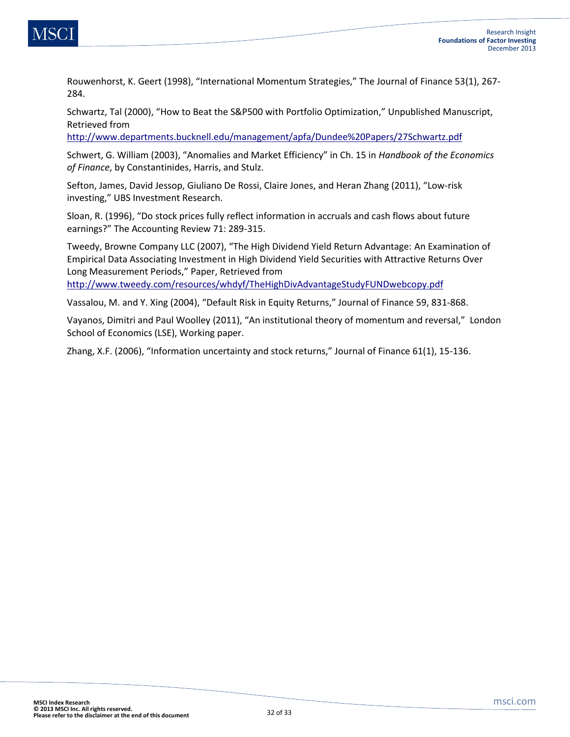Rouwenhorst, K. Geert (1998), "International Momentum Strategies," The Journal of Finance 53(1), 267-284.

Schwartz, Tal (2000), "How to Beat the S&P500 with Portfolio Optimization," Unpublished Manuscript, Retrieved from http://www.departments.bucknell.edu/management/apfa/Dundee%20Papers/27Schwartz.pdf

Schwert, G. William (2003), "Anomalies and Market Efficiency" in Ch. 15 in *Handbook of the Economics of Finance*, by Constantinides, Harris, and Stulz.

Sefton, James, David Jessop, Giuliano De Rossi, Claire Jones, and Heran Zhang (2011), "Low-risk investing," UBS Investment Research.

Sloan, R. (1996), "Do stock prices fully reflect information in accruals and cash flows about future earnings?" The Accounting Review 71: 289-315.

Tweedy, Browne Company LLC (2007), "The High Dividend Yield Return Advantage: An Examination of Empirical Data Associating Investment in High Dividend Yield Securities with Attractive Returns Over Long Measurement Periods," Paper, Retrieved from http://www.tweedy.com/resources/whdyf/TheHighDivAdvantageStudyFUNDwebcopy.pdf

Vassalou, M. and Y. Xing (2004), "Default Risk in Equity Returns," Journal of Finance 59, 831-868.

Vayanos, Dimitri and Paul Woolley (2011), "An institutional theory of momentum and reversal," London School of Economics (LSE), Working paper.

Zhang, X.F. (2006), "Information uncertainty and stock returns," Journal of Finance 61(1), 15-136.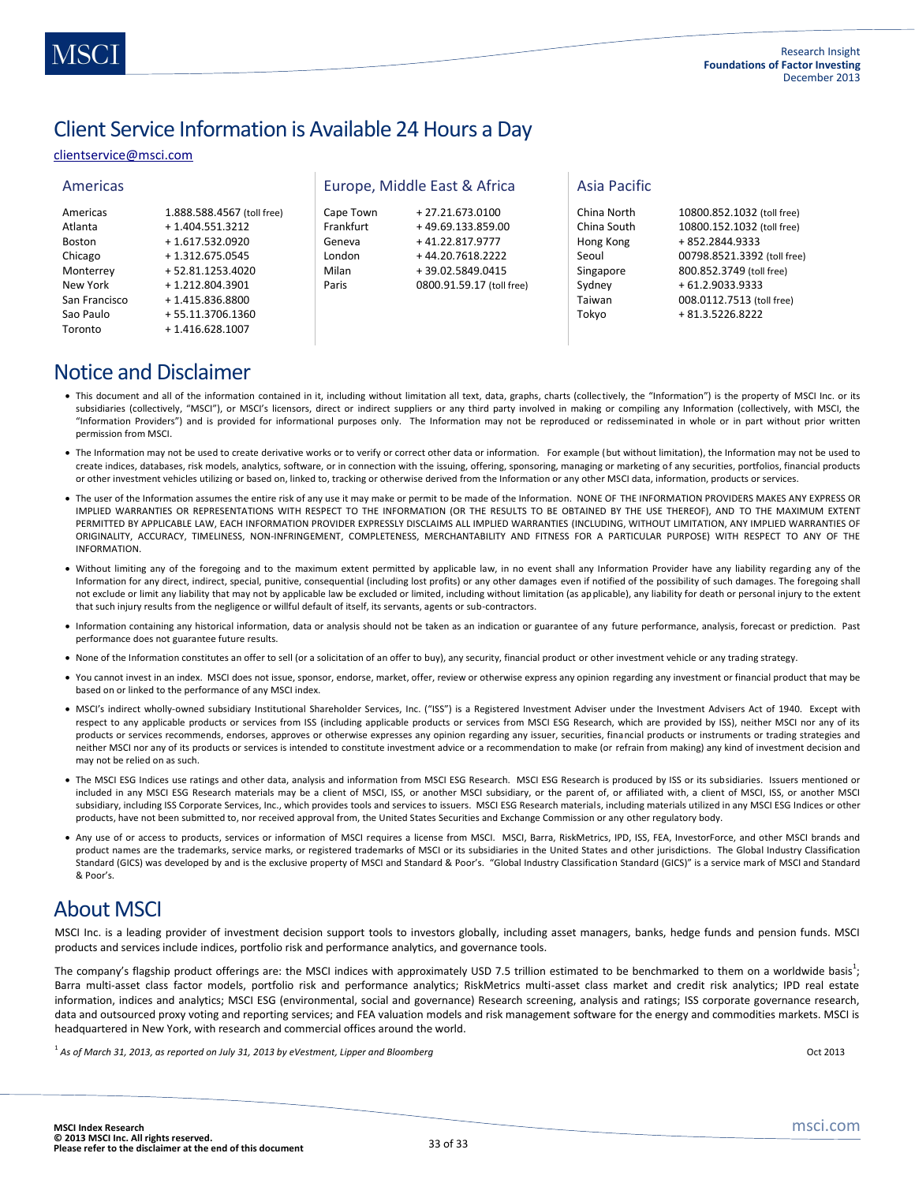# Client Service Information is Available 24 Hours a Day

clientservice@msci.com

## Americas

| | |
|---|---|
| Americas | 1.888.588.4567 (toll free) |
| Atlanta | + 1.404.551.3212 |
| Boston | + 1.617.532.0920 |
| Chicago | + 1.312.675.0545 |
| Monterrey | + 52.81.1253.4020 |
| New York | + 1.212.804.3901 |
| San Francisco | + 1.415.836.8800 |
| Sao Paulo | + 55.11.3706.1360 |
| Toronto | + 1.416.628.1007 |

## Europe, Middle East & Africa

| | |
|---|---|
| Cape Town | + 27.21.673.0100 |
| Frankfurt | + 49.69.133.859.00 |
| Geneva | + 41.22.817.9777 |
| London | + 44.20.7618.2222 |
| Milan | + 39.02.5849.0415 |
| Paris | 0800.91.59.17 (toll free) |

## Asia Pacific

| | |
|---|---|
| China North | 10800.852.1032 (toll free) |
| China South | 10800.152.1032 (toll free) |
| Hong Kong | + 852.2844.9333 |
| Seoul | 00798.8521.3392 (toll free) |
| Singapore | 800.852.3749 (toll free) |
| Sydney | + 61.2.9033.9333 |
| Taiwan | 008.0112.7513 (toll free) |
| Tokyo | + 81.3.5226.8222 |

# Notice and Disclaimer

- This document and all of the information contained in it, including without limitation all text, data, graphs, charts (collectively, the "Information") is the property of MSCI Inc. or its subsidiaries (collectively, "MSCI"), or MSCI's licensors, direct or indirect suppliers or any third party involved in making or compiling any Information (collectively, with MSCI, the "Information Providers") and is provided for informational purposes only. The Information may not be reproduced or redisseminated in whole or in part without prior written permission from MSCI.
- The Information may not be used to create derivative works or to verify or correct other data or information. For example (but without limitation), the Information may not be used to create indices, databases, risk models, analytics, software, or in connection with the issuing, offering, sponsoring, managing or marketing of any securities, portfolios, financial products or other investment vehicles utilizing or based on, linked to, tracking or otherwise derived from the Information or any other MSCI data, information, products or services.
- The user of the Information assumes the entire risk of any use it may make or permit to be made of the Information. NONE OF THE INFORMATION PROVIDERS MAKES ANY EXPRESS OR IMPLIED WARRANTIES OR REPRESENTATIONS WITH RESPECT TO THE INFORMATION (OR THE RESULTS TO BE OBTAINED BY THE USE THEREOF), AND TO THE MAXIMUM EXTENT PERMITTED BY APPLICABLE LAW, EACH INFORMATION PROVIDER EXPRESSLY DISCLAIMS ALL IMPLIED WARRANTIES (INCLUDING, WITHOUT LIMITATION, ANY IMPLIED WARRANTIES OF ORIGINALITY, ACCURACY, TIMELINESS, NON-INFRINGEMENT, COMPLETENESS, MERCHANTABILITY AND FITNESS FOR A PARTICULAR PURPOSE) WITH RESPECT TO ANY OF THE INFORMATION.
- Without limiting any of the foregoing and to the maximum extent permitted by applicable law, in no event shall any Information Provider have any liability regarding any of the Information for any direct, indirect, special, punitive, consequential (including lost profits) or any other damages even if notified of the possibility of such damages. The foregoing shall not exclude or limit any liability that may not by applicable law be excluded or limited, including without limitation (as applicable), any liability for death or personal injury to the extent that such injury results from the negligence or willful default of itself, its servants, agents or sub-contractors.
- Information containing any historical information, data or analysis should not be taken as an indication or guarantee of any future performance, analysis, forecast or prediction. Past performance does not guarantee future results.
- None of the Information constitutes an offer to sell (or a solicitation of an offer to buy), any security, financial product or other investment vehicle or any trading strategy.
- You cannot invest in an index. MSCI does not issue, sponsor, endorse, market, offer, review or otherwise express any opinion regarding any investment or financial product that may be based on or linked to the performance of any MSCI index.
- MSCI's indirect wholly-owned subsidiary Institutional Shareholder Services, Inc. ("ISS") is a Registered Investment Adviser under the Investment Advisers Act of 1940. Except with respect to any applicable products or services from ISS (including applicable products or services from MSCI ESG Research, which are provided by ISS), neither MSCI nor any of its products or services recommends, endorses, approves or otherwise expresses any opinion regarding any issuer, securities, financial products or instruments or trading strategies and neither MSCI nor any of its products or services is intended to constitute investment advice or a recommendation to make (or refrain from making) any kind of investment decision and may not be relied on as such.
- The MSCI ESG Indices use ratings and other data, analysis and information from MSCI ESG Research. MSCI ESG Research is produced by ISS or its subsidiaries. Issuers mentioned or included in any MSCI ESG Research materials may be a client of MSCI, ISS, or another MSCI subsidiary, or the parent of, or affiliated with, a client of MSCI, ISS, or another MSCI subsidiary, including ISS Corporate Services, Inc., which provides tools and services to issuers. MSCI ESG Research materials, including materials utilized in any MSCI ESG Indices or other products, have not been submitted to, nor received approval from, the United States Securities and Exchange Commission or any other regulatory body.
- Any use of or access to products, services or information of MSCI requires a license from MSCI. MSCI, Barra, RiskMetrics, IPD, ISS, FEA, InvestorForce, and other MSCI brands and product names are the trademarks, service marks, or registered trademarks of MSCI or its subsidiaries in the United States and other jurisdictions. The Global Industry Classification Standard (GICS) was developed by and is the exclusive property of MSCI and Standard & Poor's. "Global Industry Classification Standard (GICS)" is a service mark of MSCI and Standard & Poor's.

# About MSCI

MSCI Inc. is a leading provider of investment decision support tools to investors globally, including asset managers, banks, hedge funds and pension funds. MSCI products and services include indices, portfolio risk and performance analytics, and governance tools.

The company's flagship product offerings are: the MSCI indices with approximately USD 7.5 trillion estimated to be benchmarked to them on a worldwide basis[1]; Barra multi-asset class factor models, portfolio risk and performance analytics; RiskMetrics multi-asset class market and credit risk analytics; IPD real estate information, indices and analytics; MSCI ESG (environmental, social and governance) Research screening, analysis and ratings; ISS corporate governance research, data and outsourced proxy voting and reporting services; and FEA valuation models and risk management software for the energy and commodities markets. MSCI is headquartered in New York, with research and commercial offices around the world.

[1] *As of March 31, 2013, as reported on July 31, 2013 by eVestment, Lipper and Bloomberg*

Oct 2013